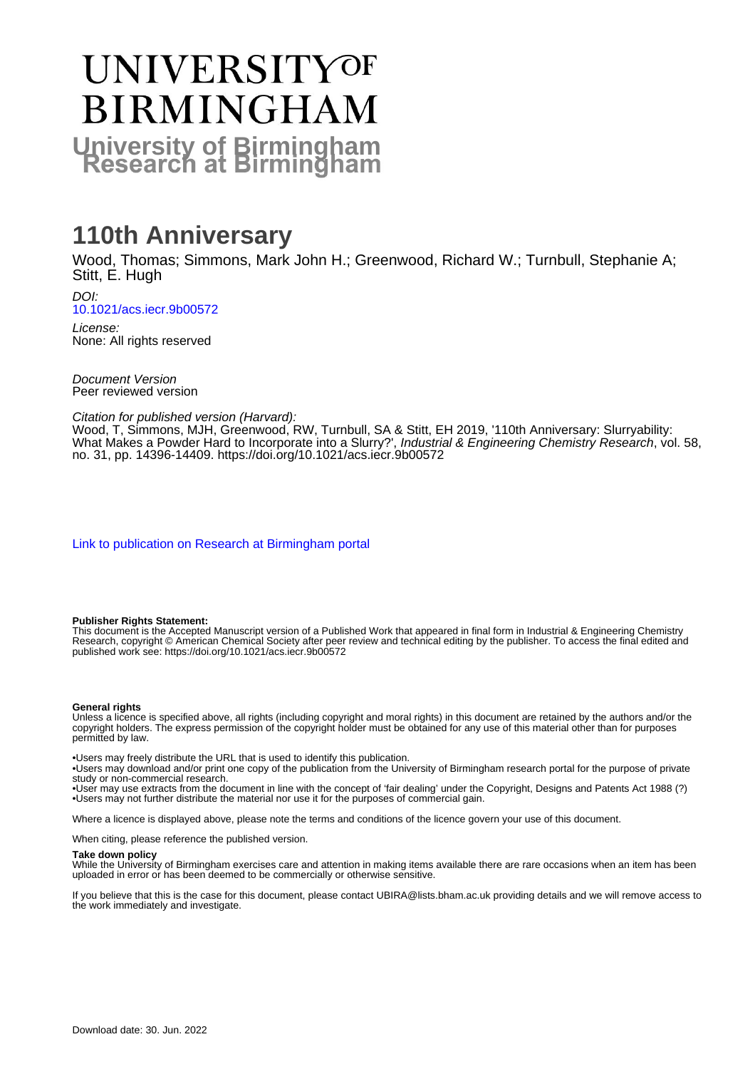# UNIVERSITY OF BIRMINGHAM

## University of Birmingham Research at Birmingham

# 110th Anniversary

Wood, Thomas; Simmons, Mark John H.; Greenwood, Richard W.; Turnbull, Stephanie A; Stitt, E. Hugh

*DOI:*
10.1021/acs.iecr.9b00572

*License:*
None: All rights reserved

*Document Version*
Peer reviewed version

*Citation for published version (Harvard):*
Wood, T, Simmons, MJH, Greenwood, RW, Turnbull, SA & Stitt, EH 2019, '110th Anniversary: Slurryability: What Makes a Powder Hard to Incorporate into a Slurry?', *Industrial & Engineering Chemistry Research*, vol. 58, no. 31, pp. 14396-14409. https://doi.org/10.1021/acs.iecr.9b00572

Link to publication on Research at Birmingham portal

**Publisher Rights Statement:**
This document is the Accepted Manuscript version of a Published Work that appeared in final form in Industrial & Engineering Chemistry Research, copyright © American Chemical Society after peer review and technical editing by the publisher. To access the final edited and published work see: https://doi.org/10.1021/acs.iecr.9b00572

**General rights**
Unless a licence is specified above, all rights (including copyright and moral rights) in this document are retained by the authors and/or the copyright holders. The express permission of the copyright holder must be obtained for any use of this material other than for purposes permitted by law.

•Users may freely distribute the URL that is used to identify this publication.
•Users may download and/or print one copy of the publication from the University of Birmingham research portal for the purpose of private study or non-commercial research.
•User may use extracts from the document in line with the concept of 'fair dealing' under the Copyright, Designs and Patents Act 1988 (?)
•Users may not further distribute the material nor use it for the purposes of commercial gain.

Where a licence is displayed above, please note the terms and conditions of the licence govern your use of this document.

When citing, please reference the published version.

**Take down policy**
While the University of Birmingham exercises care and attention in making items available there are rare occasions when an item has been uploaded in error or has been deemed to be commercially or otherwise sensitive.

If you believe that this is the case for this document, please contact UBIRA@lists.bham.ac.uk providing details and we will remove access to the work immediately and investigate.

Download date: 30. Jun. 2022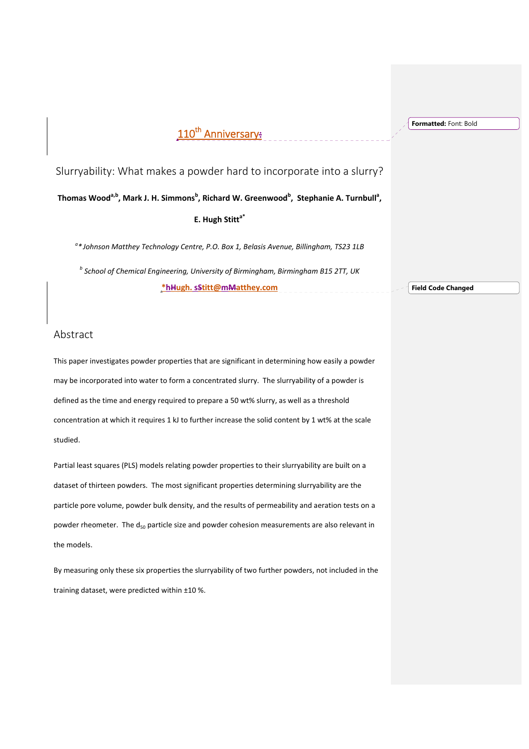110th Anniversary

Slurryability: What makes a powder hard to incorporate into a slurry?

**Thomas Wood[a,b], Mark J. H. Simmons[b], Richard W. Greenwood[b], Stephanie A. Turnbull[a], E. Hugh Stitt[a*]**

*[a]* Johnson Matthey Technology Centre, P.O. Box 1, Belasis Avenue, Billingham, TS23 1LB*

*[b] School of Chemical Engineering, University of Birmingham, Birmingham B15 2TT, UK*

*Hugh.Stitt@Matthey.com

## Abstract

This paper investigates powder properties that are significant in determining how easily a powder may be incorporated into water to form a concentrated slurry. The slurryability of a powder is defined as the time and energy required to prepare a 50 wt% slurry, as well as a threshold concentration at which it requires 1 kJ to further increase the solid content by 1 wt% at the scale studied.

Partial least squares (PLS) models relating powder properties to their slurryability are built on a dataset of thirteen powders. The most significant properties determining slurryability are the particle pore volume, powder bulk density, and the results of permeability and aeration tests on a powder rheometer. The $d_{50}$ particle size and powder cohesion measurements are also relevant in the models.

By measuring only these six properties the slurryability of two further powders, not included in the training dataset, were predicted within ±10 %.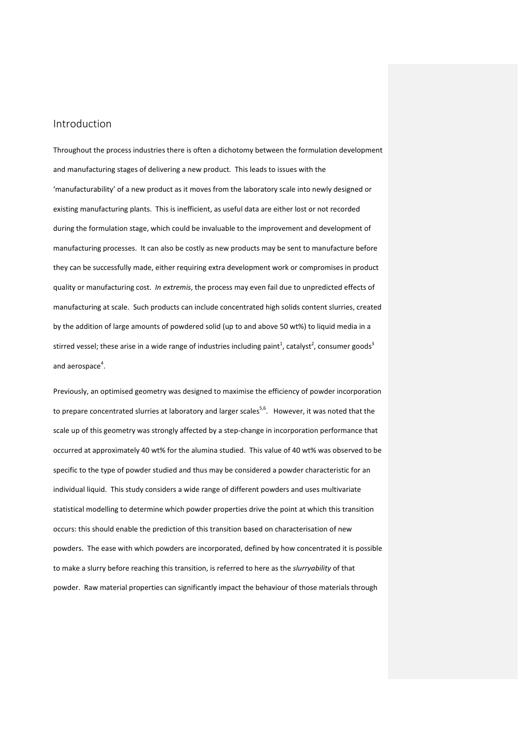## Introduction

Throughout the process industries there is often a dichotomy between the formulation development and manufacturing stages of delivering a new product. This leads to issues with the 'manufacturability' of a new product as it moves from the laboratory scale into newly designed or existing manufacturing plants. This is inefficient, as useful data are either lost or not recorded during the formulation stage, which could be invaluable to the improvement and development of manufacturing processes. It can also be costly as new products may be sent to manufacture before they can be successfully made, either requiring extra development work or compromises in product quality or manufacturing cost. *In extremis*, the process may even fail due to unpredicted effects of manufacturing at scale. Such products can include concentrated high solids content slurries, created by the addition of large amounts of powdered solid (up to and above 50 wt%) to liquid media in a stirred vessel; these arise in a wide range of industries including paint[1], catalyst[2], consumer goods[3] and aerospace[4].

Previously, an optimised geometry was designed to maximise the efficiency of powder incorporation to prepare concentrated slurries at laboratory and larger scales[5,6]. However, it was noted that the scale up of this geometry was strongly affected by a step-change in incorporation performance that occurred at approximately 40 wt% for the alumina studied. This value of 40 wt% was observed to be specific to the type of powder studied and thus may be considered a powder characteristic for an individual liquid. This study considers a wide range of different powders and uses multivariate statistical modelling to determine which powder properties drive the point at which this transition occurs: this should enable the prediction of this transition based on characterisation of new powders. The ease with which powders are incorporated, defined by how concentrated it is possible to make a slurry before reaching this transition, is referred to here as the *slurryability* of that powder. Raw material properties can significantly impact the behaviour of those materials through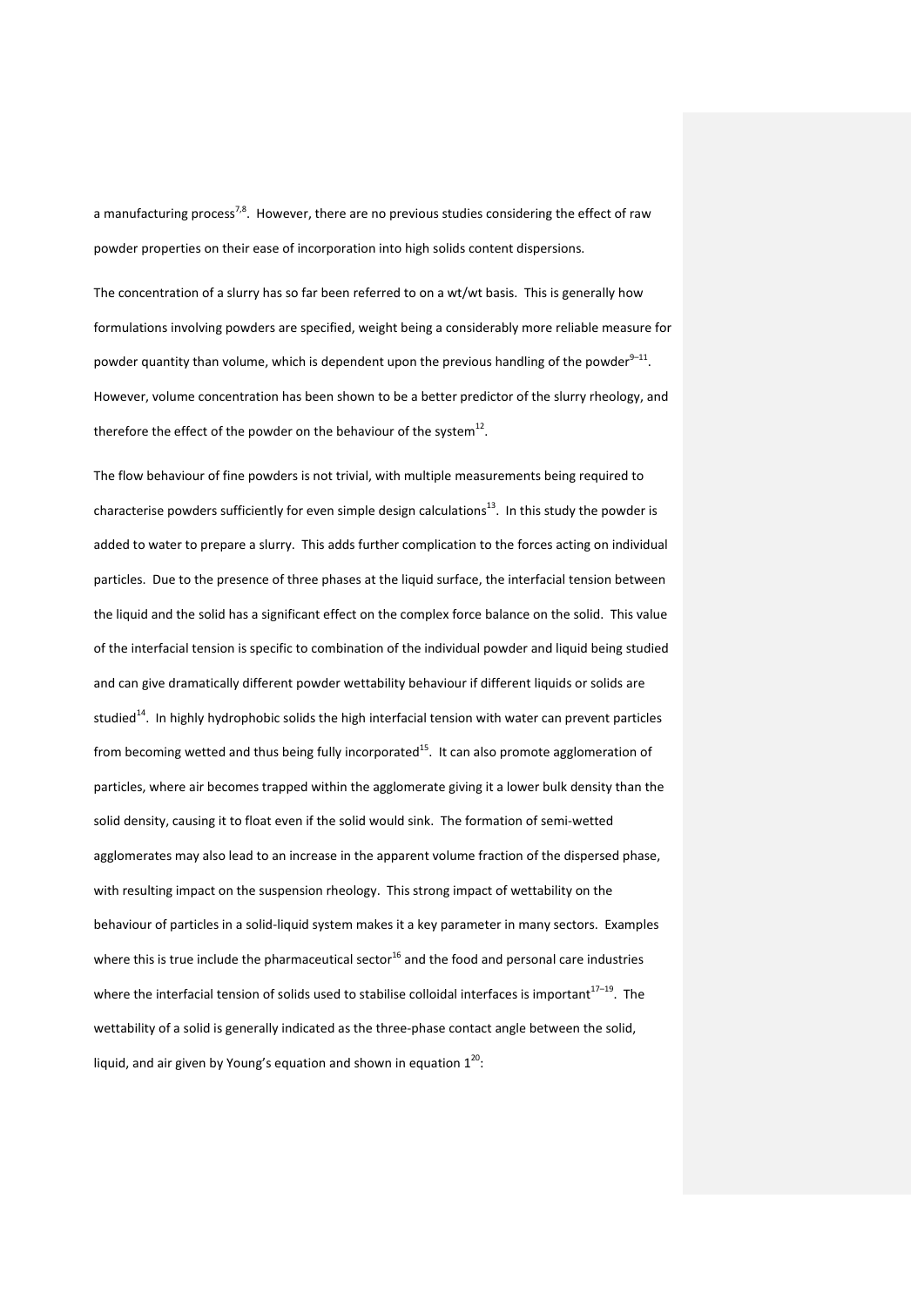a manufacturing process[7,8]. However, there are no previous studies considering the effect of raw powder properties on their ease of incorporation into high solids content dispersions.

The concentration of a slurry has so far been referred to on a wt/wt basis. This is generally how formulations involving powders are specified, weight being a considerably more reliable measure for powder quantity than volume, which is dependent upon the previous handling of the powder[9–11]. However, volume concentration has been shown to be a better predictor of the slurry rheology, and therefore the effect of the powder on the behaviour of the system[12].

The flow behaviour of fine powders is not trivial, with multiple measurements being required to characterise powders sufficiently for even simple design calculations[13]. In this study the powder is added to water to prepare a slurry. This adds further complication to the forces acting on individual particles. Due to the presence of three phases at the liquid surface, the interfacial tension between the liquid and the solid has a significant effect on the complex force balance on the solid. This value of the interfacial tension is specific to combination of the individual powder and liquid being studied and can give dramatically different powder wettability behaviour if different liquids or solids are studied[14]. In highly hydrophobic solids the high interfacial tension with water can prevent particles from becoming wetted and thus being fully incorporated[15]. It can also promote agglomeration of particles, where air becomes trapped within the agglomerate giving it a lower bulk density than the solid density, causing it to float even if the solid would sink. The formation of semi-wetted agglomerates may also lead to an increase in the apparent volume fraction of the dispersed phase, with resulting impact on the suspension rheology. This strong impact of wettability on the behaviour of particles in a solid-liquid system makes it a key parameter in many sectors. Examples where this is true include the pharmaceutical sector[16] and the food and personal care industries where the interfacial tension of solids used to stabilise colloidal interfaces is important[17–19]. The wettability of a solid is generally indicated as the three-phase contact angle between the solid, liquid, and air given by Young's equation and shown in equation 1[20]: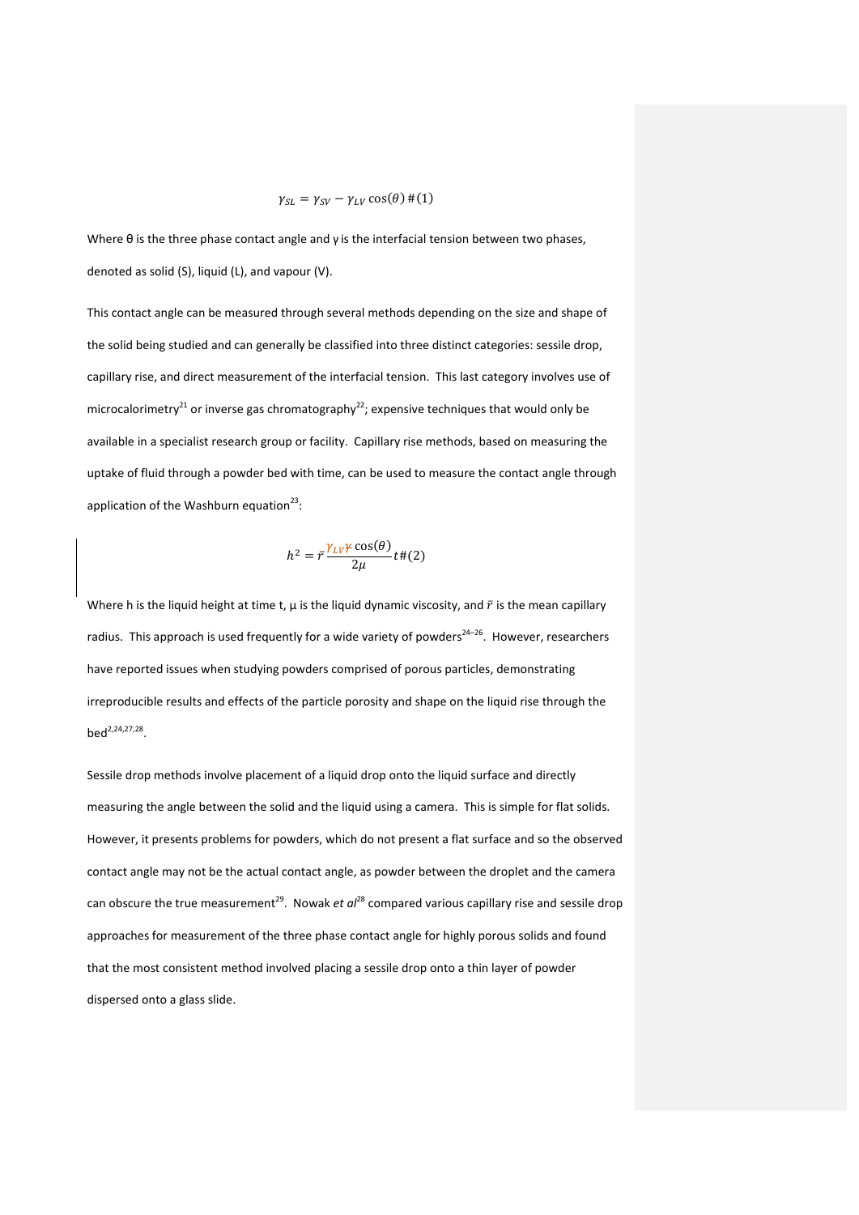$$\gamma_{SL} = \gamma_{SV} - \gamma_{LV}\cos(\theta)\,\#(1)$$

Where θ is the three phase contact angle and γ is the interfacial tension between two phases, denoted as solid (S), liquid (L), and vapour (V).

This contact angle can be measured through several methods depending on the size and shape of the solid being studied and can generally be classified into three distinct categories: sessile drop, capillary rise, and direct measurement of the interfacial tension. This last category involves use of microcalorimetry[21] or inverse gas chromatography[22]; expensive techniques that would only be available in a specialist research group or facility. Capillary rise methods, based on measuring the uptake of fluid through a powder bed with time, can be used to measure the contact angle through application of the Washburn equation[23]:

$$h^2 = \bar{r}\frac{\gamma_{LV}\gamma\cos(\theta)}{2\mu}t\,\#(2)$$

Where h is the liquid height at time t, μ is the liquid dynamic viscosity, and $\bar{r}$ is the mean capillary radius. This approach is used frequently for a wide variety of powders[24–26]. However, researchers have reported issues when studying powders comprised of porous particles, demonstrating irreproducible results and effects of the particle porosity and shape on the liquid rise through the bed[2,24,27,28].

Sessile drop methods involve placement of a liquid drop onto the liquid surface and directly measuring the angle between the solid and the liquid using a camera. This is simple for flat solids. However, it presents problems for powders, which do not present a flat surface and so the observed contact angle may not be the actual contact angle, as powder between the droplet and the camera can obscure the true measurement[29]. Nowak *et al*[28] compared various capillary rise and sessile drop approaches for measurement of the three phase contact angle for highly porous solids and found that the most consistent method involved placing a sessile drop onto a thin layer of powder dispersed onto a glass slide.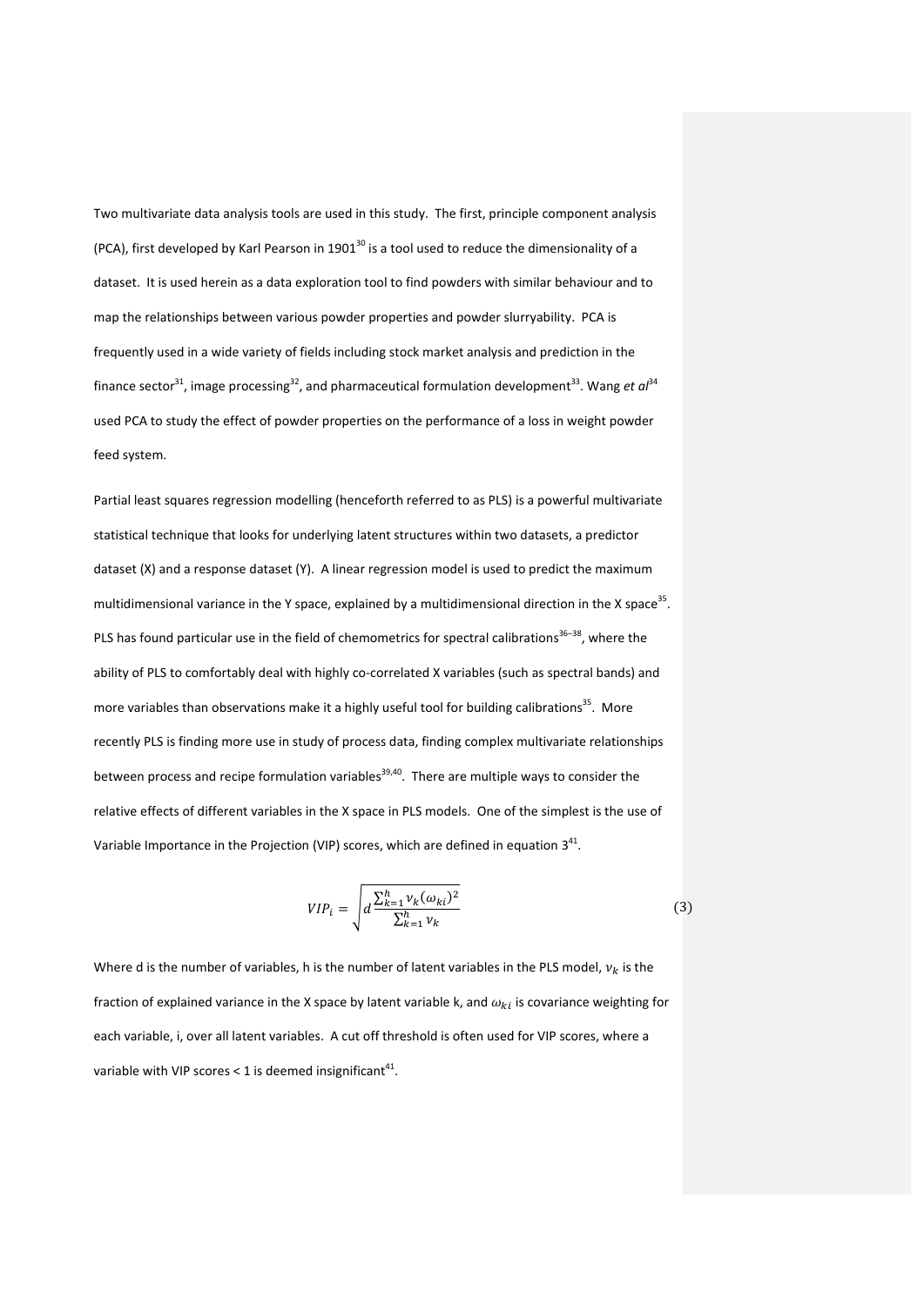Two multivariate data analysis tools are used in this study. The first, principle component analysis (PCA), first developed by Karl Pearson in 1901[30] is a tool used to reduce the dimensionality of a dataset. It is used herein as a data exploration tool to find powders with similar behaviour and to map the relationships between various powder properties and powder slurryability. PCA is frequently used in a wide variety of fields including stock market analysis and prediction in the finance sector[31], image processing[32], and pharmaceutical formulation development[33]. Wang *et al*[34] used PCA to study the effect of powder properties on the performance of a loss in weight powder feed system.

Partial least squares regression modelling (henceforth referred to as PLS) is a powerful multivariate statistical technique that looks for underlying latent structures within two datasets, a predictor dataset (X) and a response dataset (Y). A linear regression model is used to predict the maximum multidimensional variance in the Y space, explained by a multidimensional direction in the X space[35]. PLS has found particular use in the field of chemometrics for spectral calibrations[36–38], where the ability of PLS to comfortably deal with highly co-correlated X variables (such as spectral bands) and more variables than observations make it a highly useful tool for building calibrations[35]. More recently PLS is finding more use in study of process data, finding complex multivariate relationships between process and recipe formulation variables[39,40]. There are multiple ways to consider the relative effects of different variables in the X space in PLS models. One of the simplest is the use of Variable Importance in the Projection (VIP) scores, which are defined in equation 3[41].

$$VIP_i = \sqrt{d\frac{\sum_{k=1}^{h} v_k (\omega_{ki})^2}{\sum_{k=1}^{h} v_k}} \tag{3}$$

Where d is the number of variables, h is the number of latent variables in the PLS model, $v_k$ is the fraction of explained variance in the X space by latent variable k, and $\omega_{ki}$ is covariance weighting for each variable, i, over all latent variables. A cut off threshold is often used for VIP scores, where a variable with VIP scores < 1 is deemed insignificant[41].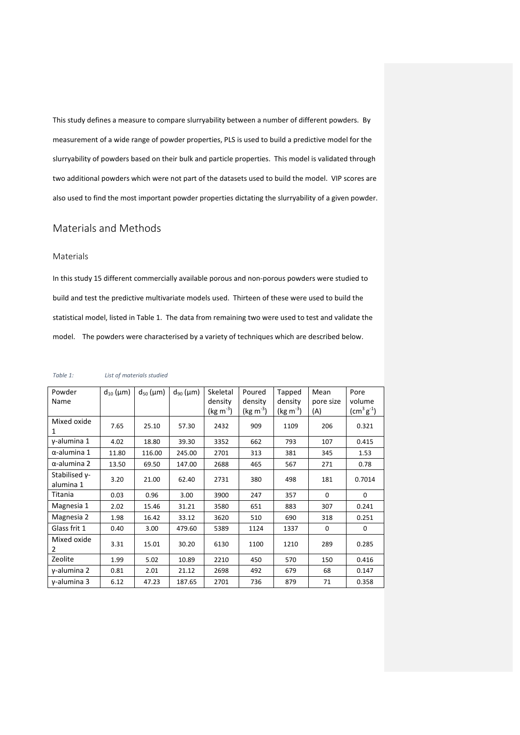This study defines a measure to compare slurryability between a number of different powders. By measurement of a wide range of powder properties, PLS is used to build a predictive model for the slurryability of powders based on their bulk and particle properties. This model is validated through two additional powders which were not part of the datasets used to build the model. VIP scores are also used to find the most important powder properties dictating the slurryability of a given powder.

## Materials and Methods

### Materials

In this study 15 different commercially available porous and non-porous powders were studied to build and test the predictive multivariate models used. Thirteen of these were used to build the statistical model, listed in Table 1. The data from remaining two were used to test and validate the model. The powders were characterised by a variety of techniques which are described below.

*Table 1: List of materials studied*

| Powder Name | $d_{10}$ (μm) | $d_{50}$ (μm) | $d_{90}$ (μm) | Skeletal density (kg $m^{-3}$) | Poured density (kg $m^{-3}$) | Tapped density (kg $m^{-3}$) | Mean pore size (A) | Pore volume ($cm^3$ $g^{-1}$) |
|---|---|---|---|---|---|---|---|---|
| Mixed oxide 1 | 7.65 | 25.10 | 57.30 | 2432 | 909 | 1109 | 206 | 0.321 |
| γ-alumina 1 | 4.02 | 18.80 | 39.30 | 3352 | 662 | 793 | 107 | 0.415 |
| α-alumina 1 | 11.80 | 116.00 | 245.00 | 2701 | 313 | 381 | 345 | 1.53 |
| α-alumina 2 | 13.50 | 69.50 | 147.00 | 2688 | 465 | 567 | 271 | 0.78 |
| Stabilised γ-alumina 1 | 3.20 | 21.00 | 62.40 | 2731 | 380 | 498 | 181 | 0.7014 |
| Titania | 0.03 | 0.96 | 3.00 | 3900 | 247 | 357 | 0 | 0 |
| Magnesia 1 | 2.02 | 15.46 | 31.21 | 3580 | 651 | 883 | 307 | 0.241 |
| Magnesia 2 | 1.98 | 16.42 | 33.12 | 3620 | 510 | 690 | 318 | 0.251 |
| Glass frit 1 | 0.40 | 3.00 | 479.60 | 5389 | 1124 | 1337 | 0 | 0 |
| Mixed oxide 2 | 3.31 | 15.01 | 30.20 | 6130 | 1100 | 1210 | 289 | 0.285 |
| Zeolite | 1.99 | 5.02 | 10.89 | 2210 | 450 | 570 | 150 | 0.416 |
| γ-alumina 2 | 0.81 | 2.01 | 21.12 | 2698 | 492 | 679 | 68 | 0.147 |
| γ-alumina 3 | 6.12 | 47.23 | 187.65 | 2701 | 736 | 879 | 71 | 0.358 |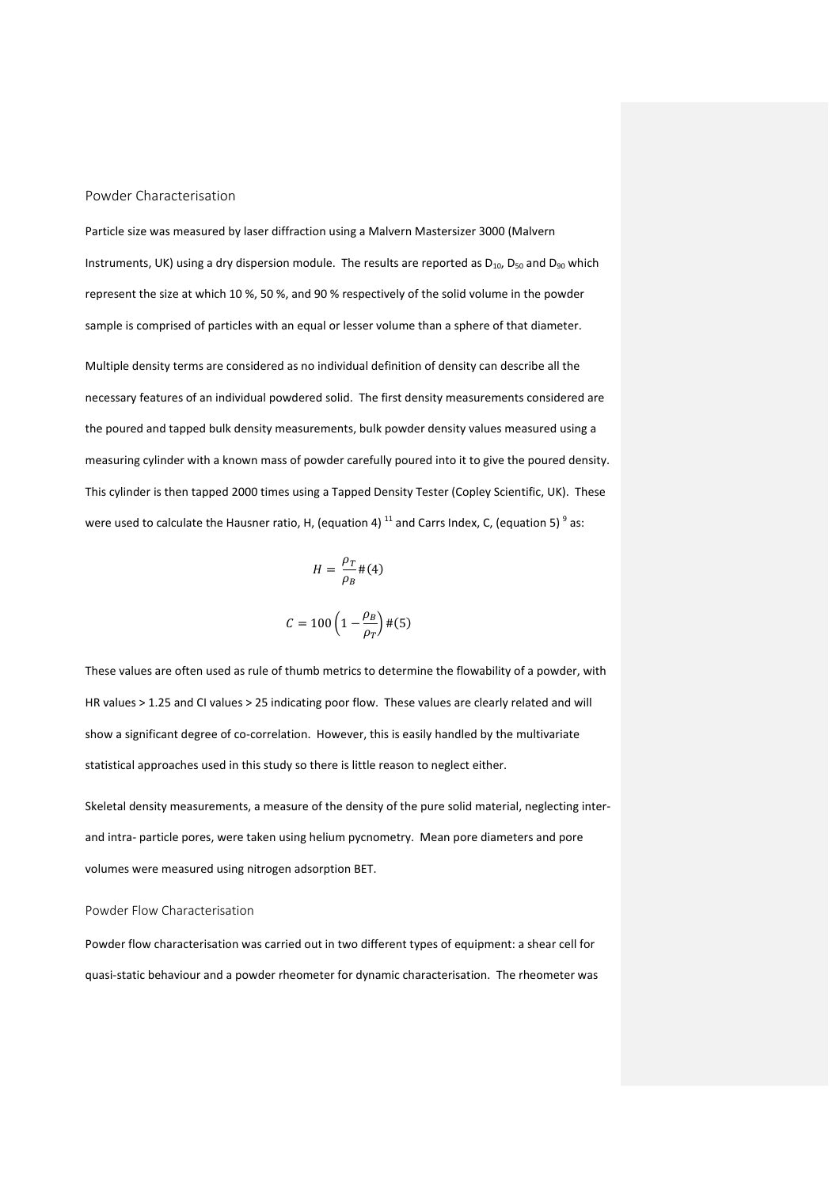## Powder Characterisation

Particle size was measured by laser diffraction using a Malvern Mastersizer 3000 (Malvern Instruments, UK) using a dry dispersion module. The results are reported as $D_{10}$, $D_{50}$ and $D_{90}$ which represent the size at which 10 %, 50 %, and 90 % respectively of the solid volume in the powder sample is comprised of particles with an equal or lesser volume than a sphere of that diameter.

Multiple density terms are considered as no individual definition of density can describe all the necessary features of an individual powdered solid. The first density measurements considered are the poured and tapped bulk density measurements, bulk powder density values measured using a measuring cylinder with a known mass of powder carefully poured into it to give the poured density. This cylinder is then tapped 2000 times using a Tapped Density Tester (Copley Scientific, UK). These were used to calculate the Hausner ratio, H, (equation 4) [11] and Carrs Index, C, (equation 5) [9] as:

$$H = \frac{\rho_T}{\rho_B} \#(4)$$

$$C = 100\left(1 - \frac{\rho_B}{\rho_T}\right) \#(5)$$

These values are often used as rule of thumb metrics to determine the flowability of a powder, with HR values > 1.25 and CI values > 25 indicating poor flow. These values are clearly related and will show a significant degree of co-correlation. However, this is easily handled by the multivariate statistical approaches used in this study so there is little reason to neglect either.

Skeletal density measurements, a measure of the density of the pure solid material, neglecting inter- and intra- particle pores, were taken using helium pycnometry. Mean pore diameters and pore volumes were measured using nitrogen adsorption BET.

## Powder Flow Characterisation

Powder flow characterisation was carried out in two different types of equipment: a shear cell for quasi-static behaviour and a powder rheometer for dynamic characterisation. The rheometer was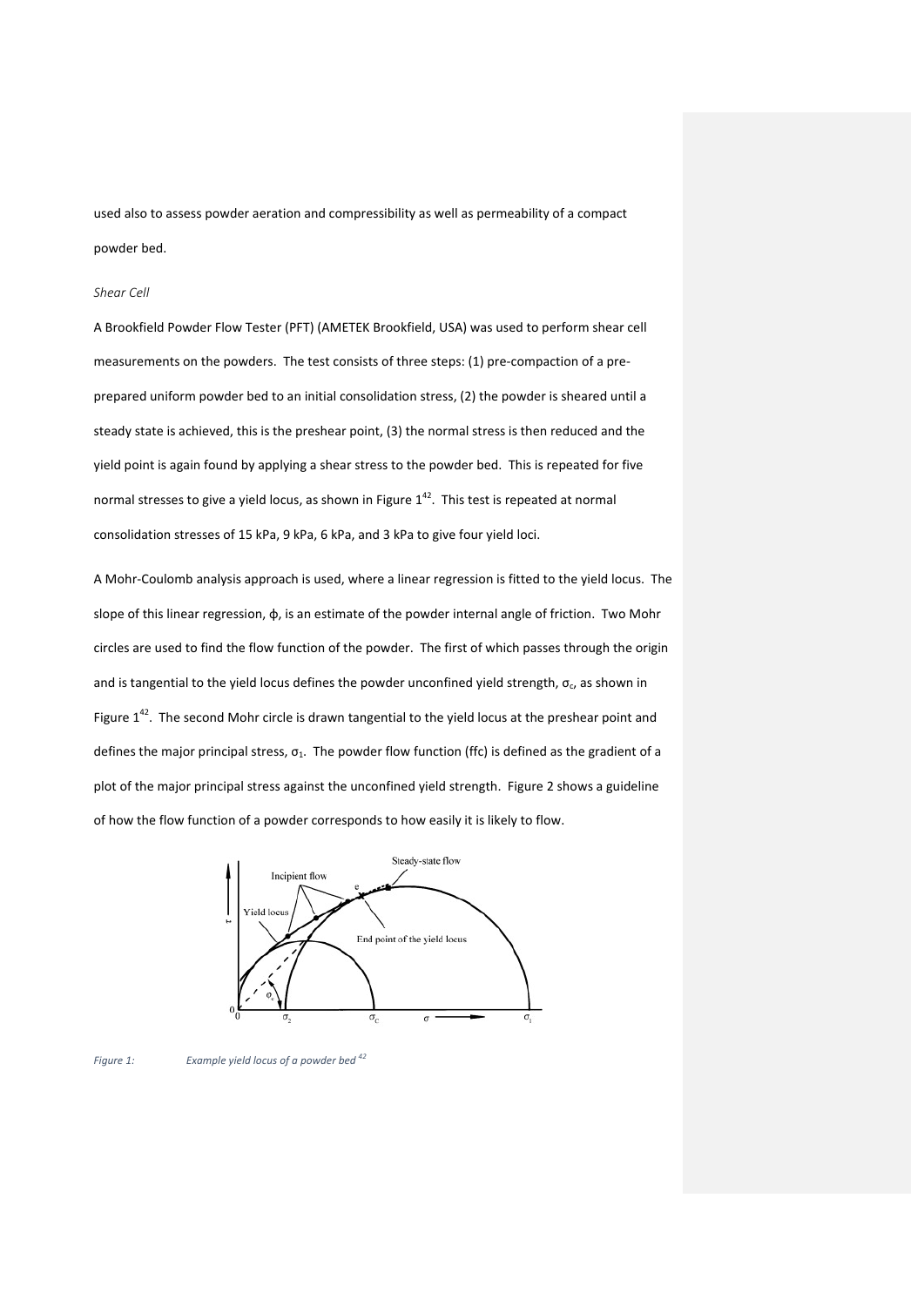used also to assess powder aeration and compressibility as well as permeability of a compact powder bed.

*Shear Cell*

A Brookfield Powder Flow Tester (PFT) (AMETEK Brookfield, USA) was used to perform shear cell measurements on the powders. The test consists of three steps: (1) pre-compaction of a pre-prepared uniform powder bed to an initial consolidation stress, (2) the powder is sheared until a steady state is achieved, this is the preshear point, (3) the normal stress is then reduced and the yield point is again found by applying a shear stress to the powder bed. This is repeated for five normal stresses to give a yield locus, as shown in Figure 1[42]. This test is repeated at normal consolidation stresses of 15 kPa, 9 kPa, 6 kPa, and 3 kPa to give four yield loci.

A Mohr-Coulomb analysis approach is used, where a linear regression is fitted to the yield locus. The slope of this linear regression, ϕ, is an estimate of the powder internal angle of friction. Two Mohr circles are used to find the flow function of the powder. The first of which passes through the origin and is tangential to the yield locus defines the powder unconfined yield strength, $\sigma_c$, as shown in Figure 1[42]. The second Mohr circle is drawn tangential to the yield locus at the preshear point and defines the major principal stress, $\sigma_1$. The powder flow function (ffc) is defined as the gradient of a plot of the major principal stress against the unconfined yield strength. Figure 2 shows a guideline of how the flow function of a powder corresponds to how easily it is likely to flow.

*Figure 1: Example yield locus of a powder bed [42]*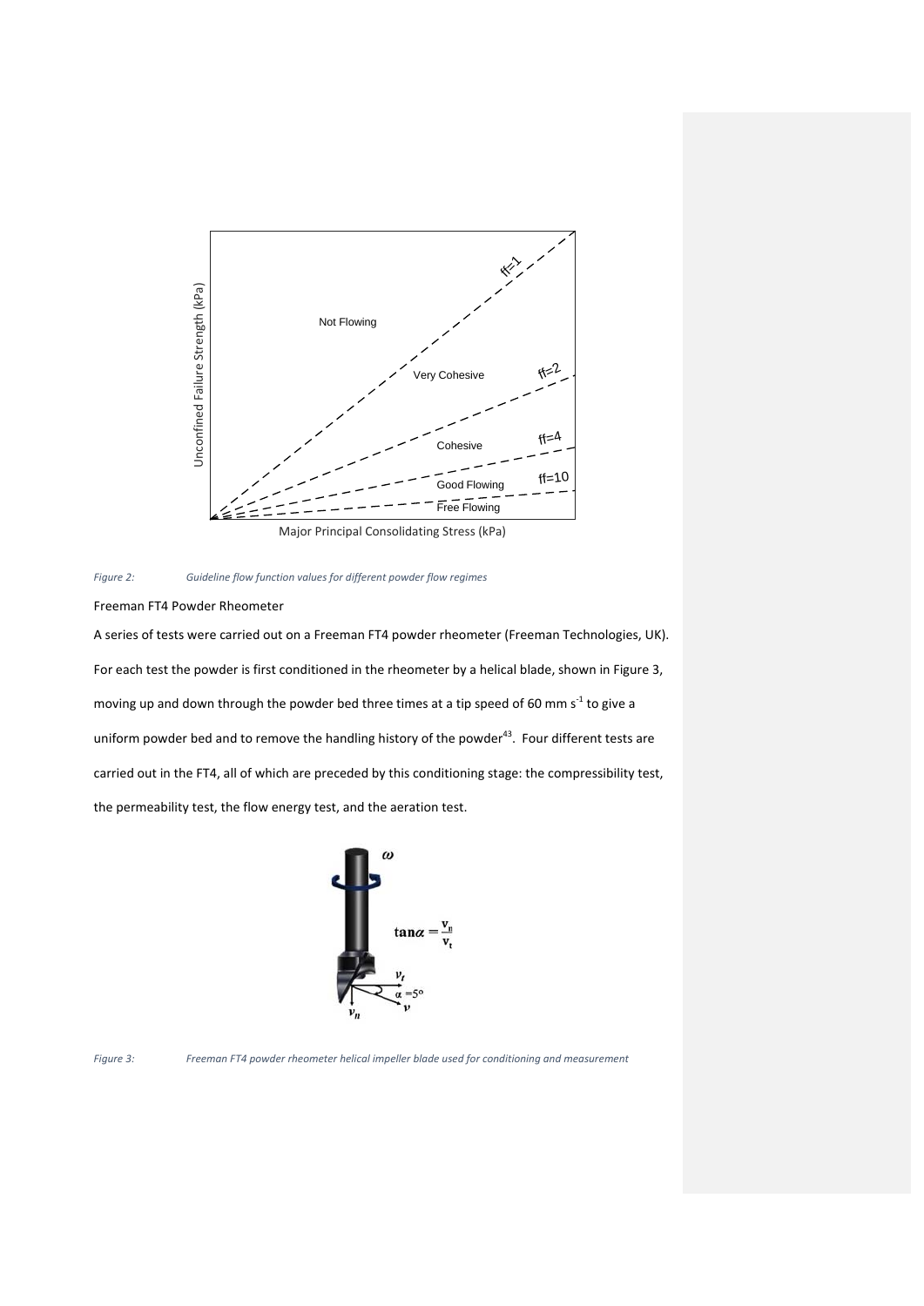*Figure 2: Guideline flow function values for different powder flow regimes*

Freeman FT4 Powder Rheometer

A series of tests were carried out on a Freeman FT4 powder rheometer (Freeman Technologies, UK). For each test the powder is first conditioned in the rheometer by a helical blade, shown in Figure 3, moving up and down through the powder bed three times at a tip speed of 60 mm $s^{-1}$ to give a uniform powder bed and to remove the handling history of the powder[43]. Four different tests are carried out in the FT4, all of which are preceded by this conditioning stage: the compressibility test, the permeability test, the flow energy test, and the aeration test.

*Figure 3: Freeman FT4 powder rheometer helical impeller blade used for conditioning and measurement*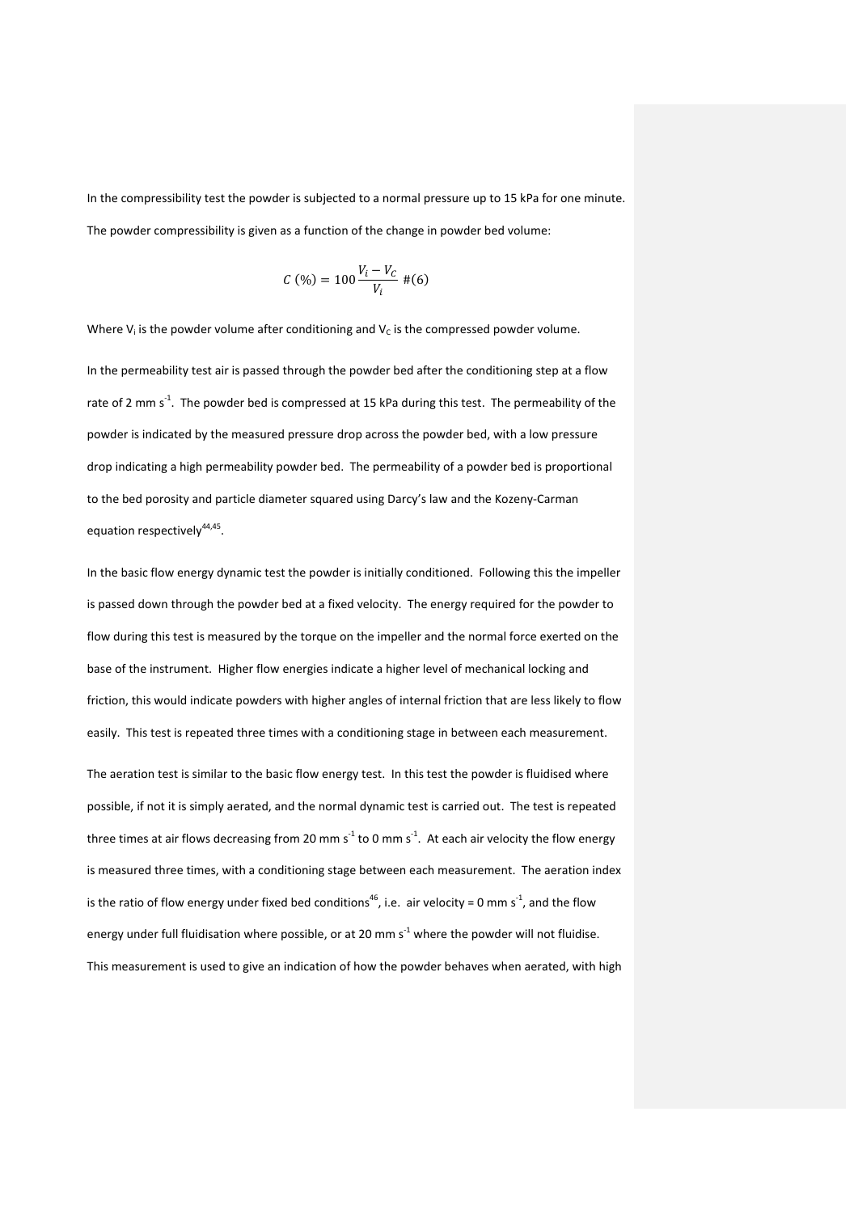In the compressibility test the powder is subjected to a normal pressure up to 15 kPa for one minute. The powder compressibility is given as a function of the change in powder bed volume:

$$C\ (\%) = 100\frac{V_i - V_C}{V_i} \quad (6)$$

Where $V_i$ is the powder volume after conditioning and $V_C$ is the compressed powder volume.

In the permeability test air is passed through the powder bed after the conditioning step at a flow rate of 2 mm $s^{-1}$. The powder bed is compressed at 15 kPa during this test. The permeability of the powder is indicated by the measured pressure drop across the powder bed, with a low pressure drop indicating a high permeability powder bed. The permeability of a powder bed is proportional to the bed porosity and particle diameter squared using Darcy's law and the Kozeny-Carman equation respectively[44,45].

In the basic flow energy dynamic test the powder is initially conditioned. Following this the impeller is passed down through the powder bed at a fixed velocity. The energy required for the powder to flow during this test is measured by the torque on the impeller and the normal force exerted on the base of the instrument. Higher flow energies indicate a higher level of mechanical locking and friction, this would indicate powders with higher angles of internal friction that are less likely to flow easily. This test is repeated three times with a conditioning stage in between each measurement.

The aeration test is similar to the basic flow energy test. In this test the powder is fluidised where possible, if not it is simply aerated, and the normal dynamic test is carried out. The test is repeated three times at air flows decreasing from 20 mm $s^{-1}$ to 0 mm $s^{-1}$. At each air velocity the flow energy is measured three times, with a conditioning stage between each measurement. The aeration index is the ratio of flow energy under fixed bed conditions[46], i.e. air velocity = 0 mm $s^{-1}$, and the flow energy under full fluidisation where possible, or at 20 mm $s^{-1}$ where the powder will not fluidise. This measurement is used to give an indication of how the powder behaves when aerated, with high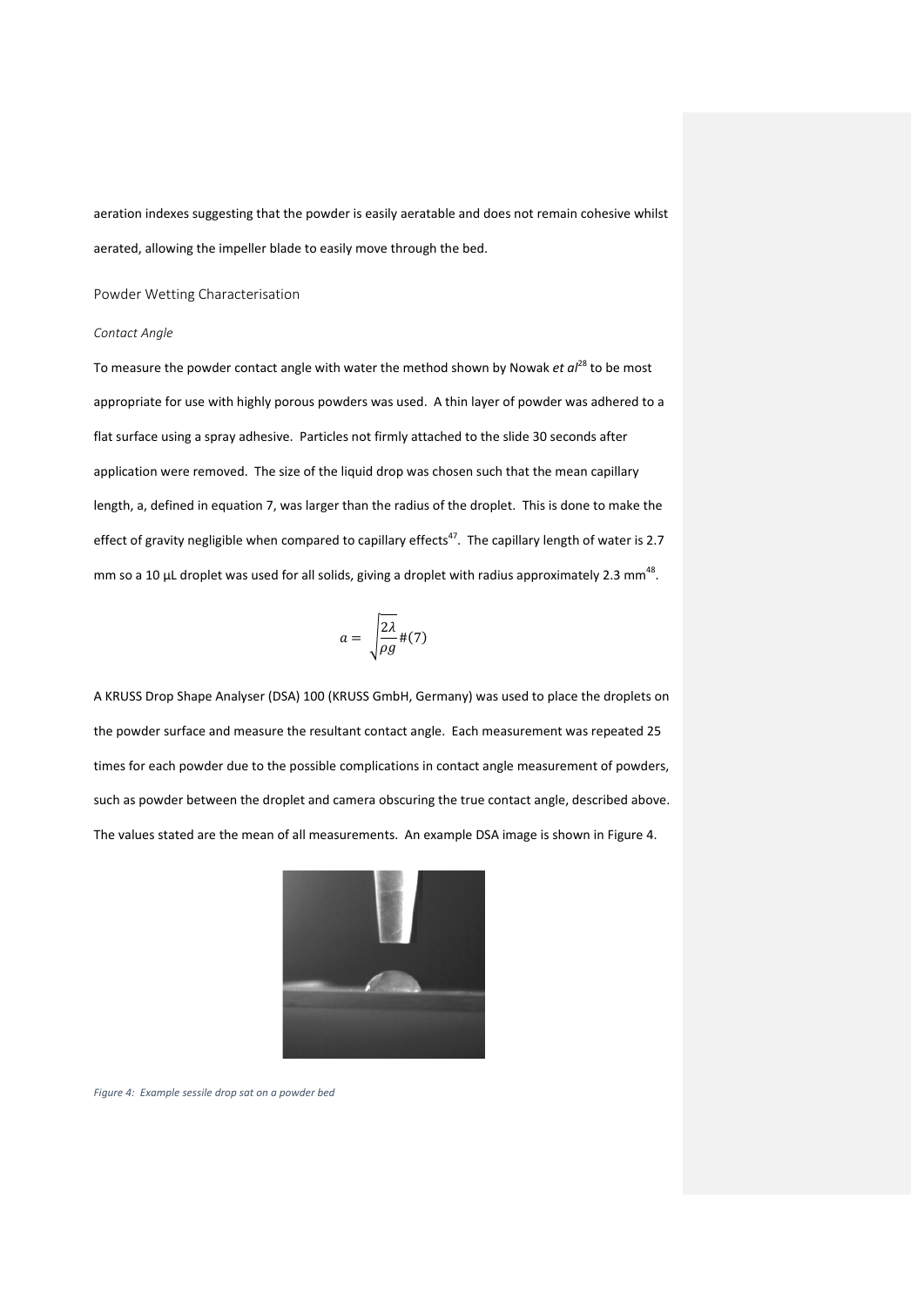aeration indexes suggesting that the powder is easily aeratable and does not remain cohesive whilst aerated, allowing the impeller blade to easily move through the bed.

## Powder Wetting Characterisation

### *Contact Angle*

To measure the powder contact angle with water the method shown by Nowak *et al*[28] to be most appropriate for use with highly porous powders was used. A thin layer of powder was adhered to a flat surface using a spray adhesive. Particles not firmly attached to the slide 30 seconds after application were removed. The size of the liquid drop was chosen such that the mean capillary length, a, defined in equation 7, was larger than the radius of the droplet. This is done to make the effect of gravity negligible when compared to capillary effects[47]. The capillary length of water is 2.7 mm so a 10 μL droplet was used for all solids, giving a droplet with radius approximately 2.3 mm[48].

$$a = \sqrt{\frac{2\lambda}{\rho g}} \#(7)$$

A KRUSS Drop Shape Analyser (DSA) 100 (KRUSS GmbH, Germany) was used to place the droplets on the powder surface and measure the resultant contact angle. Each measurement was repeated 25 times for each powder due to the possible complications in contact angle measurement of powders, such as powder between the droplet and camera obscuring the true contact angle, described above. The values stated are the mean of all measurements. An example DSA image is shown in Figure 4.

*Figure 4: Example sessile drop sat on a powder bed*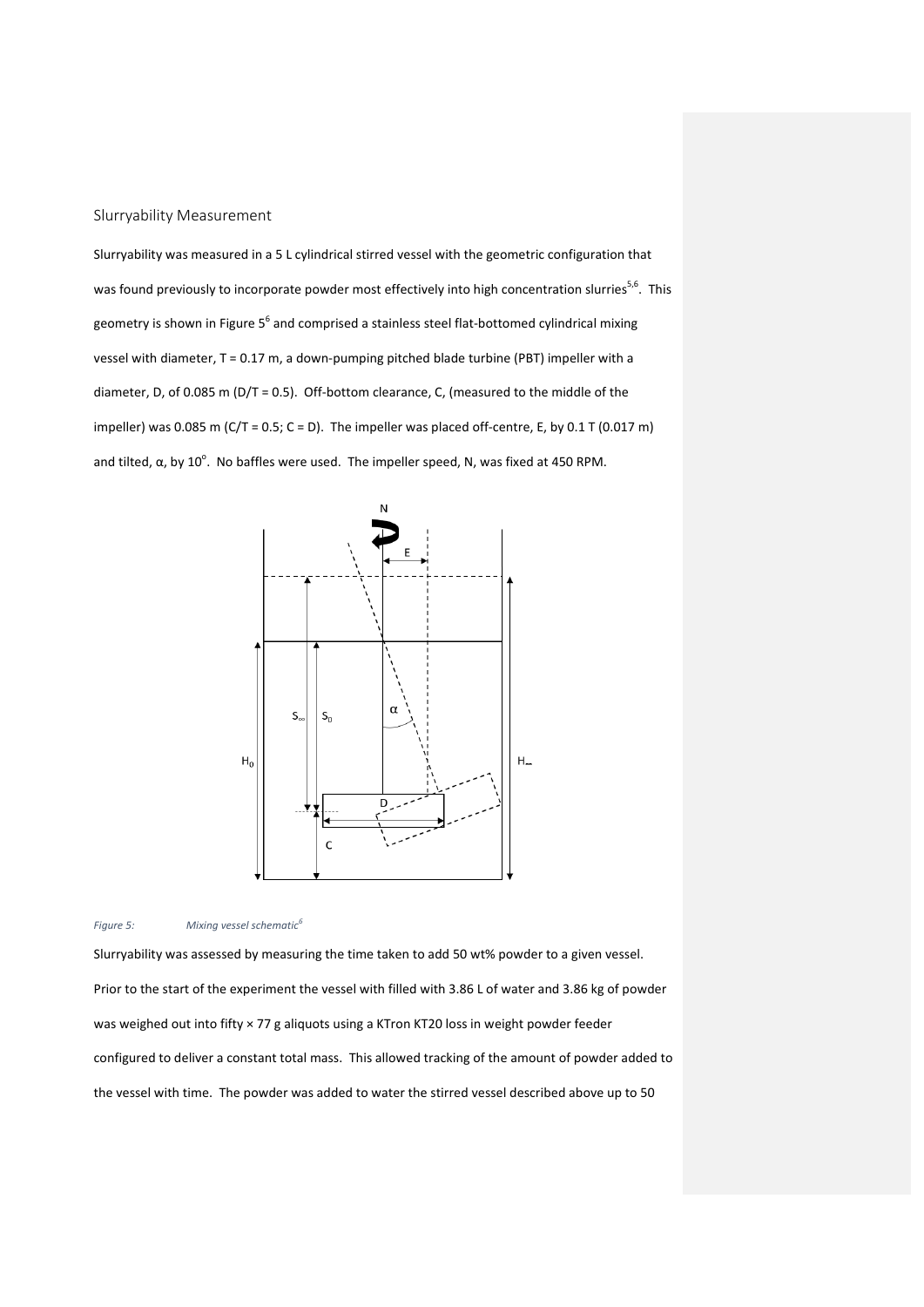## Slurryability Measurement

Slurryability was measured in a 5 L cylindrical stirred vessel with the geometric configuration that was found previously to incorporate powder most effectively into high concentration slurries[5,6]. This geometry is shown in Figure 5[6] and comprised a stainless steel flat-bottomed cylindrical mixing vessel with diameter, T = 0.17 m, a down-pumping pitched blade turbine (PBT) impeller with a diameter, D, of 0.085 m (D/T = 0.5). Off-bottom clearance, C, (measured to the middle of the impeller) was 0.085 m (C/T = 0.5; C = D). The impeller was placed off-centre, E, by 0.1 T (0.017 m) and tilted, α, by 10°. No baffles were used. The impeller speed, N, was fixed at 450 RPM.

*Figure 5: Mixing vessel schematic[6]*

Slurryability was assessed by measuring the time taken to add 50 wt% powder to a given vessel. Prior to the start of the experiment the vessel with filled with 3.86 L of water and 3.86 kg of powder was weighed out into fifty × 77 g aliquots using a KTron KT20 loss in weight powder feeder configured to deliver a constant total mass. This allowed tracking of the amount of powder added to the vessel with time. The powder was added to water the stirred vessel described above up to 50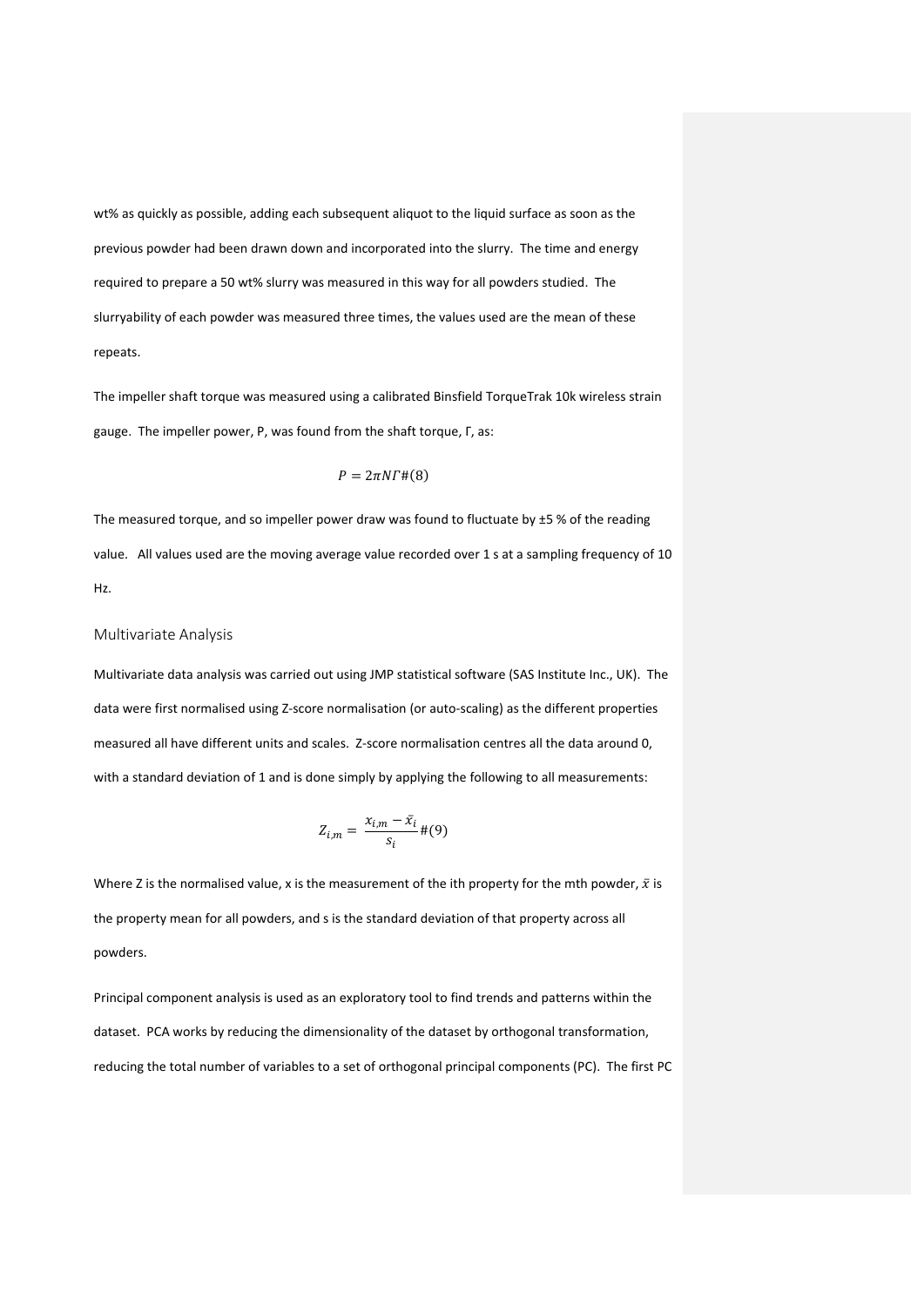wt% as quickly as possible, adding each subsequent aliquot to the liquid surface as soon as the previous powder had been drawn down and incorporated into the slurry. The time and energy required to prepare a 50 wt% slurry was measured in this way for all powders studied. The slurryability of each powder was measured three times, the values used are the mean of these repeats.

The impeller shaft torque was measured using a calibrated Binsfield TorqueTrak 10k wireless strain gauge. The impeller power, P, was found from the shaft torque, Γ, as:

$$P = 2\pi N \Gamma \#(8)$$

The measured torque, and so impeller power draw was found to fluctuate by ±5 % of the reading value. All values used are the moving average value recorded over 1 s at a sampling frequency of 10 Hz.

## Multivariate Analysis

Multivariate data analysis was carried out using JMP statistical software (SAS Institute Inc., UK). The data were first normalised using Z-score normalisation (or auto-scaling) as the different properties measured all have different units and scales. Z-score normalisation centres all the data around 0, with a standard deviation of 1 and is done simply by applying the following to all measurements:

$$Z_{i,m} = \frac{x_{i,m} - \bar{x}_i}{s_i} \#(9)$$

Where Z is the normalised value, x is the measurement of the ith property for the mth powder, $\bar{x}$ is the property mean for all powders, and s is the standard deviation of that property across all powders.

Principal component analysis is used as an exploratory tool to find trends and patterns within the dataset. PCA works by reducing the dimensionality of the dataset by orthogonal transformation, reducing the total number of variables to a set of orthogonal principal components (PC). The first PC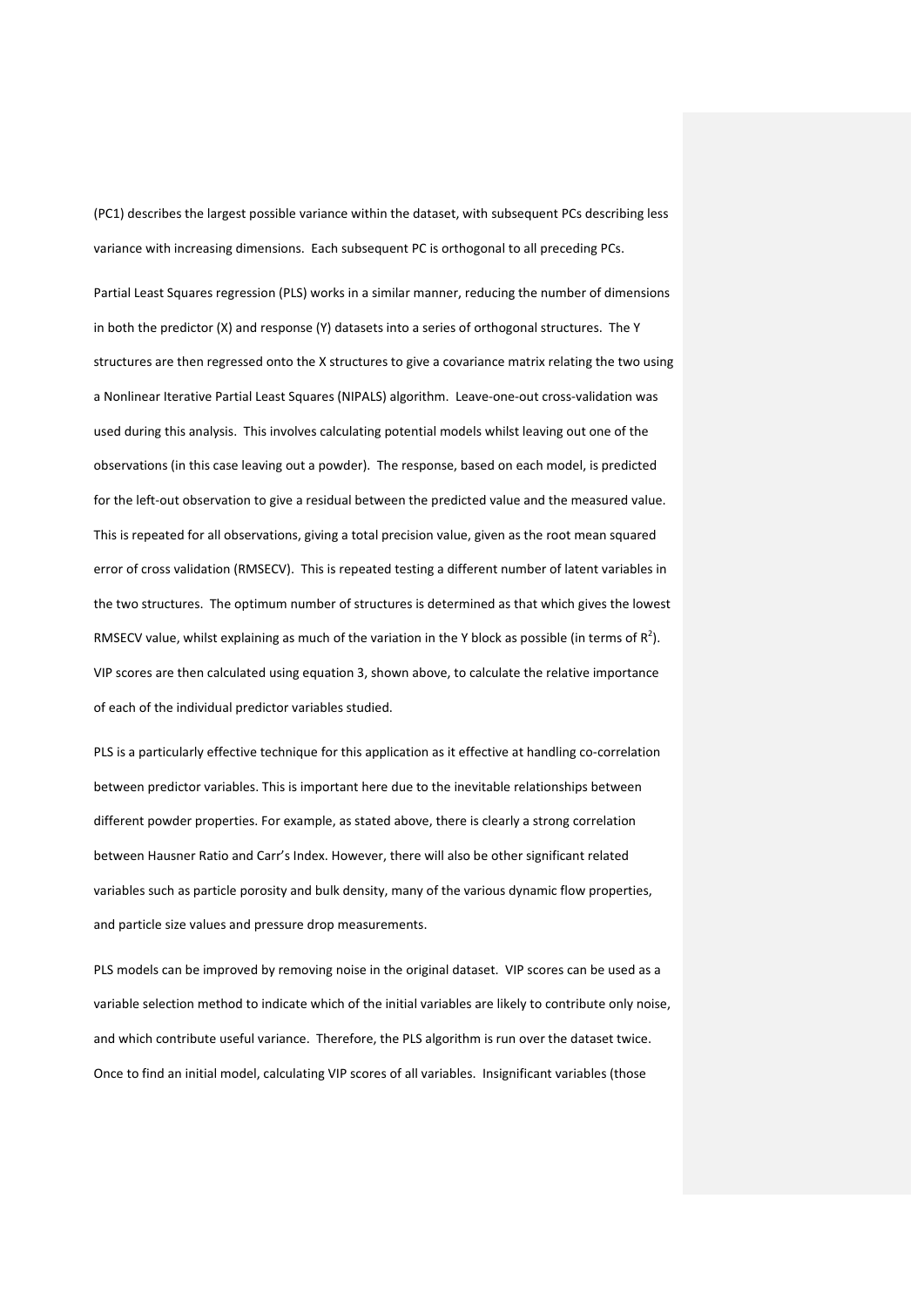(PC1) describes the largest possible variance within the dataset, with subsequent PCs describing less variance with increasing dimensions. Each subsequent PC is orthogonal to all preceding PCs.

Partial Least Squares regression (PLS) works in a similar manner, reducing the number of dimensions in both the predictor (X) and response (Y) datasets into a series of orthogonal structures. The Y structures are then regressed onto the X structures to give a covariance matrix relating the two using a Nonlinear Iterative Partial Least Squares (NIPALS) algorithm. Leave-one-out cross-validation was used during this analysis. This involves calculating potential models whilst leaving out one of the observations (in this case leaving out a powder). The response, based on each model, is predicted for the left-out observation to give a residual between the predicted value and the measured value. This is repeated for all observations, giving a total precision value, given as the root mean squared error of cross validation (RMSECV). This is repeated testing a different number of latent variables in the two structures. The optimum number of structures is determined as that which gives the lowest RMSECV value, whilst explaining as much of the variation in the Y block as possible (in terms of $R^2$). VIP scores are then calculated using equation 3, shown above, to calculate the relative importance of each of the individual predictor variables studied.

PLS is a particularly effective technique for this application as it effective at handling co-correlation between predictor variables. This is important here due to the inevitable relationships between different powder properties. For example, as stated above, there is clearly a strong correlation between Hausner Ratio and Carr's Index. However, there will also be other significant related variables such as particle porosity and bulk density, many of the various dynamic flow properties, and particle size values and pressure drop measurements.

PLS models can be improved by removing noise in the original dataset. VIP scores can be used as a variable selection method to indicate which of the initial variables are likely to contribute only noise, and which contribute useful variance. Therefore, the PLS algorithm is run over the dataset twice. Once to find an initial model, calculating VIP scores of all variables. Insignificant variables (those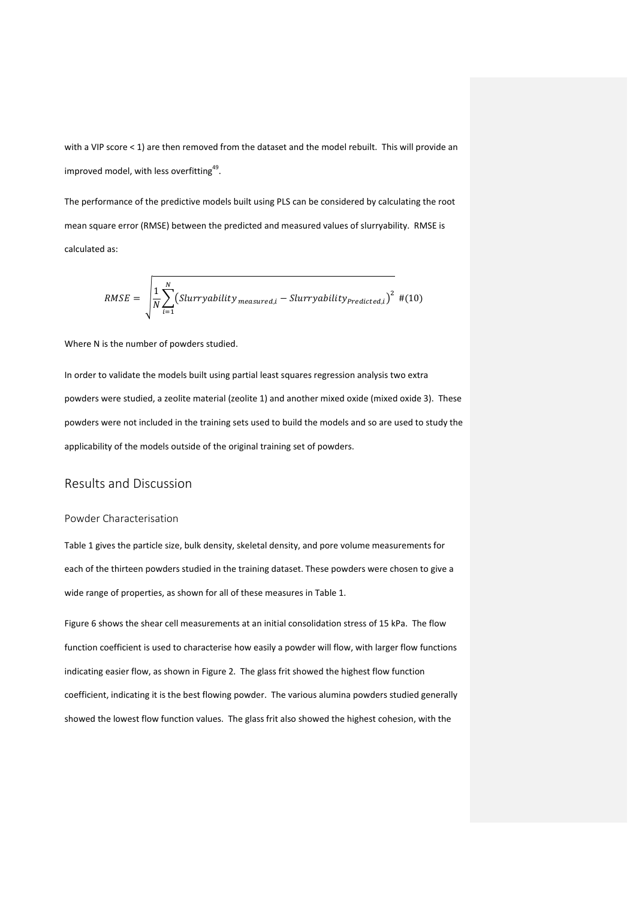with a VIP score < 1) are then removed from the dataset and the model rebuilt. This will provide an improved model, with less overfitting[49].

The performance of the predictive models built using PLS can be considered by calculating the root mean square error (RMSE) between the predicted and measured values of slurryability. RMSE is calculated as:

$$RMSE = \sqrt{\frac{1}{N}\sum_{i=1}^{N}\left(Slurryability_{measured,i} - Slurryability_{Predicted,i}\right)^2} \quad (10)$$

Where N is the number of powders studied.

In order to validate the models built using partial least squares regression analysis two extra powders were studied, a zeolite material (zeolite 1) and another mixed oxide (mixed oxide 3). These powders were not included in the training sets used to build the models and so are used to study the applicability of the models outside of the original training set of powders.

## Results and Discussion

### Powder Characterisation

Table 1 gives the particle size, bulk density, skeletal density, and pore volume measurements for each of the thirteen powders studied in the training dataset. These powders were chosen to give a wide range of properties, as shown for all of these measures in Table 1.

Figure 6 shows the shear cell measurements at an initial consolidation stress of 15 kPa. The flow function coefficient is used to characterise how easily a powder will flow, with larger flow functions indicating easier flow, as shown in Figure 2. The glass frit showed the highest flow function coefficient, indicating it is the best flowing powder. The various alumina powders studied generally showed the lowest flow function values. The glass frit also showed the highest cohesion, with the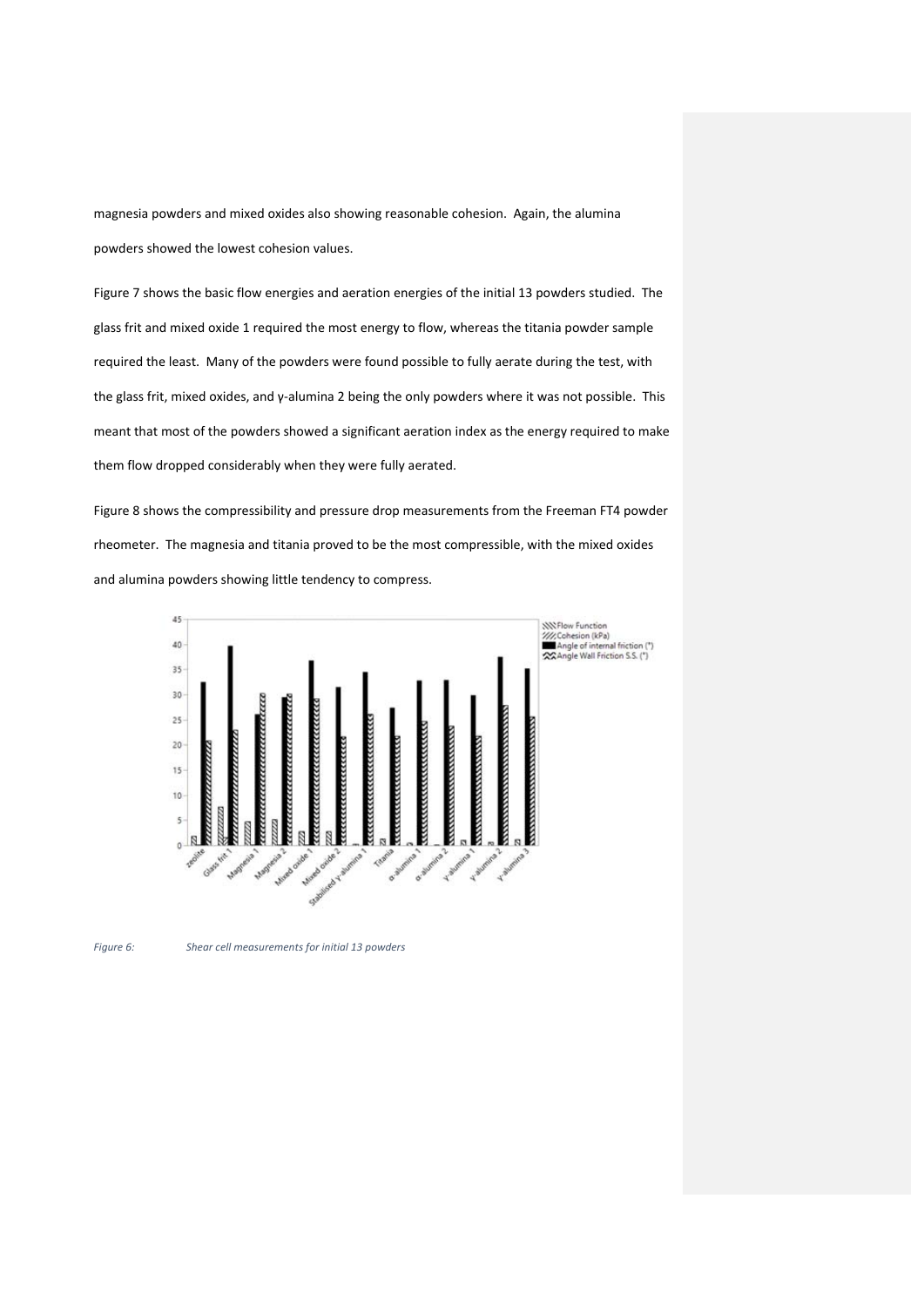magnesia powders and mixed oxides also showing reasonable cohesion. Again, the alumina powders showed the lowest cohesion values.

Figure 7 shows the basic flow energies and aeration energies of the initial 13 powders studied. The glass frit and mixed oxide 1 required the most energy to flow, whereas the titania powder sample required the least. Many of the powders were found possible to fully aerate during the test, with the glass frit, mixed oxides, and γ-alumina 2 being the only powders where it was not possible. This meant that most of the powders showed a significant aeration index as the energy required to make them flow dropped considerably when they were fully aerated.

Figure 8 shows the compressibility and pressure drop measurements from the Freeman FT4 powder rheometer. The magnesia and titania proved to be the most compressible, with the mixed oxides and alumina powders showing little tendency to compress.

*Figure 6: Shear cell measurements for initial 13 powders*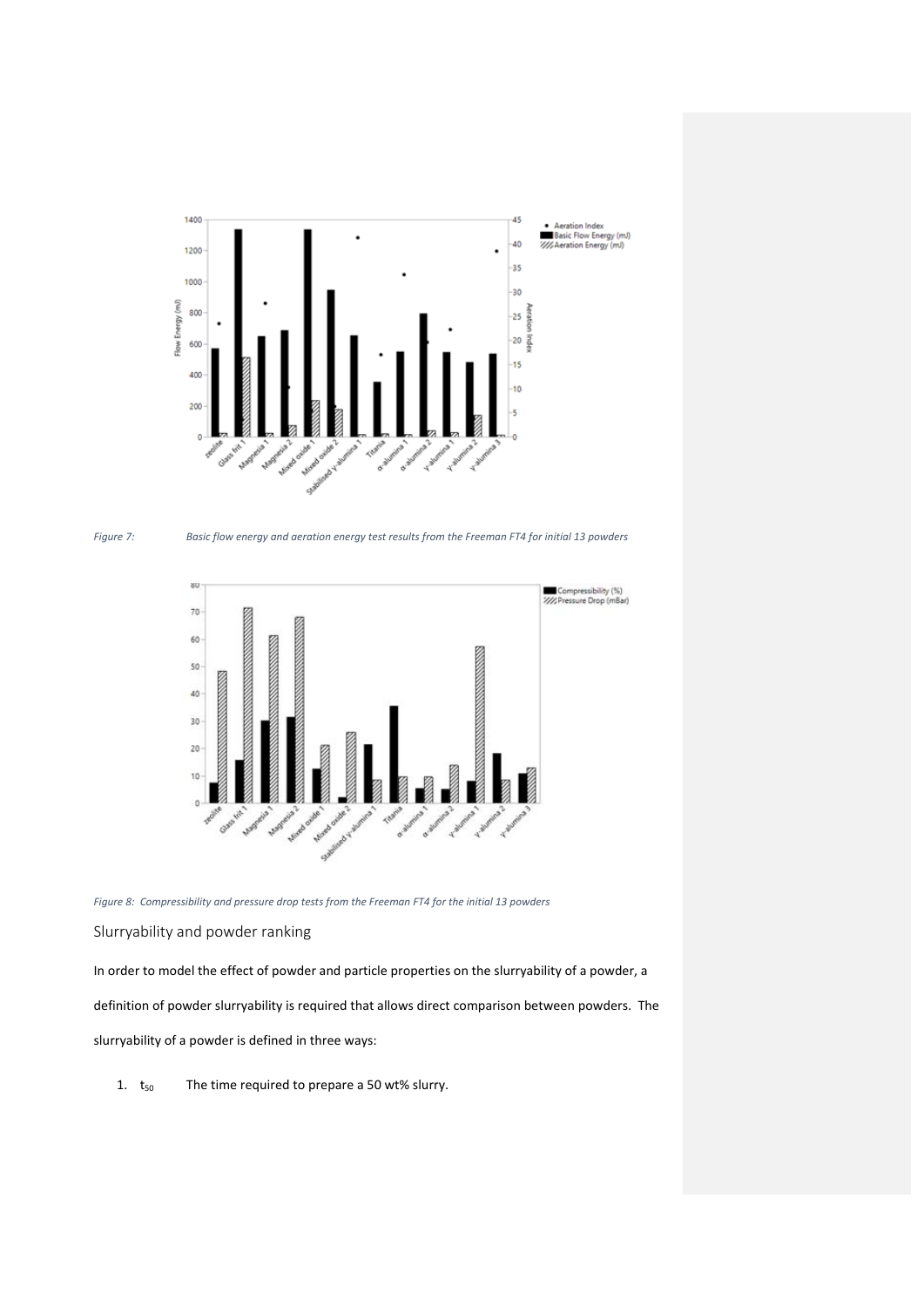*Figure 7: Basic flow energy and aeration energy test results from the Freeman FT4 for initial 13 powders*

*Figure 8: Compressibility and pressure drop tests from the Freeman FT4 for the initial 13 powders*

## Slurryability and powder ranking

In order to model the effect of powder and particle properties on the slurryability of a powder, a definition of powder slurryability is required that allows direct comparison between powders. The slurryability of a powder is defined in three ways:

1. $t_{50}$ The time required to prepare a 50 wt% slurry.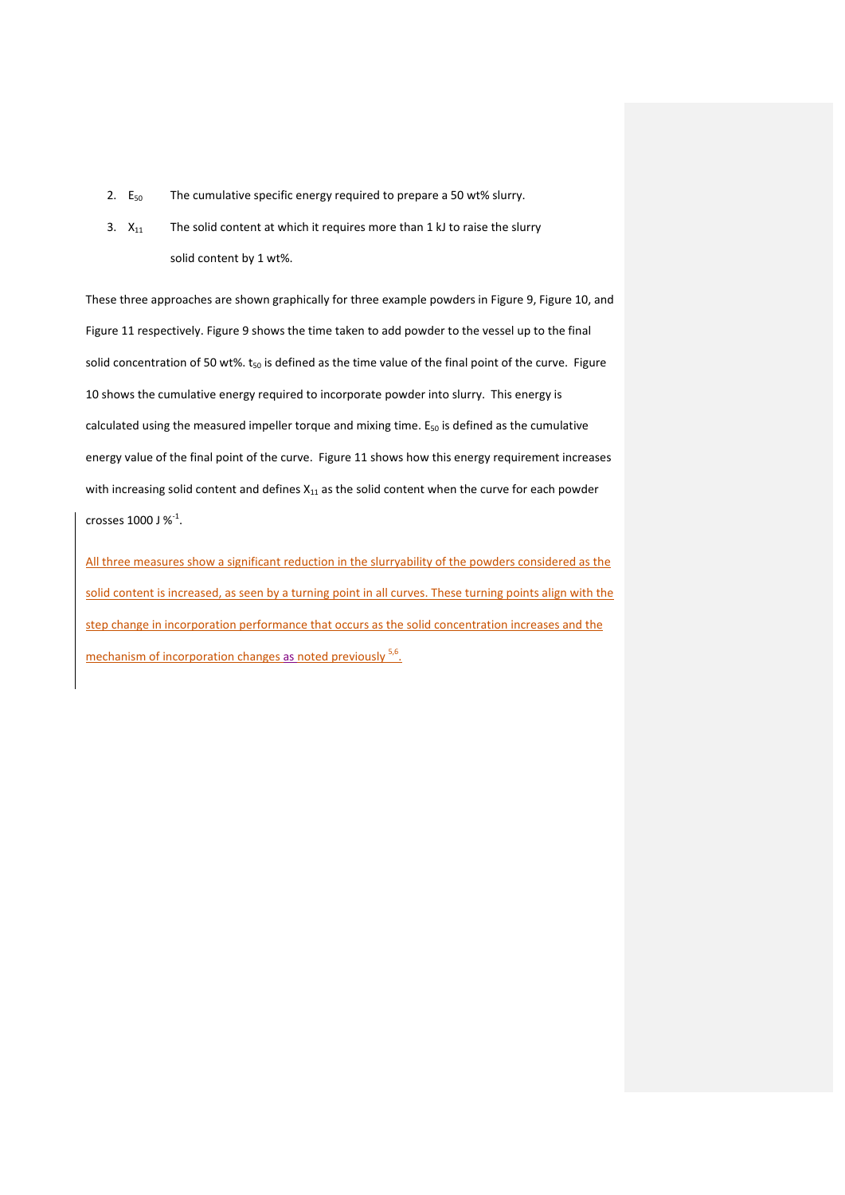2. $E_{50}$ The cumulative specific energy required to prepare a 50 wt% slurry.
3. $X_{11}$ The solid content at which it requires more than 1 kJ to raise the slurry solid content by 1 wt%.

These three approaches are shown graphically for three example powders in Figure 9, Figure 10, and Figure 11 respectively. Figure 9 shows the time taken to add powder to the vessel up to the final solid concentration of 50 wt%. $t_{50}$ is defined as the time value of the final point of the curve. Figure 10 shows the cumulative energy required to incorporate powder into slurry. This energy is calculated using the measured impeller torque and mixing time. $E_{50}$ is defined as the cumulative energy value of the final point of the curve. Figure 11 shows how this energy requirement increases with increasing solid content and defines $X_{11}$ as the solid content when the curve for each powder crosses 1000 J $\%^{-1}$.

All three measures show a significant reduction in the slurryability of the powders considered as the solid content is increased, as seen by a turning point in all curves. These turning points align with the step change in incorporation performance that occurs as the solid concentration increases and the mechanism of incorporation changes as noted previously [5,6].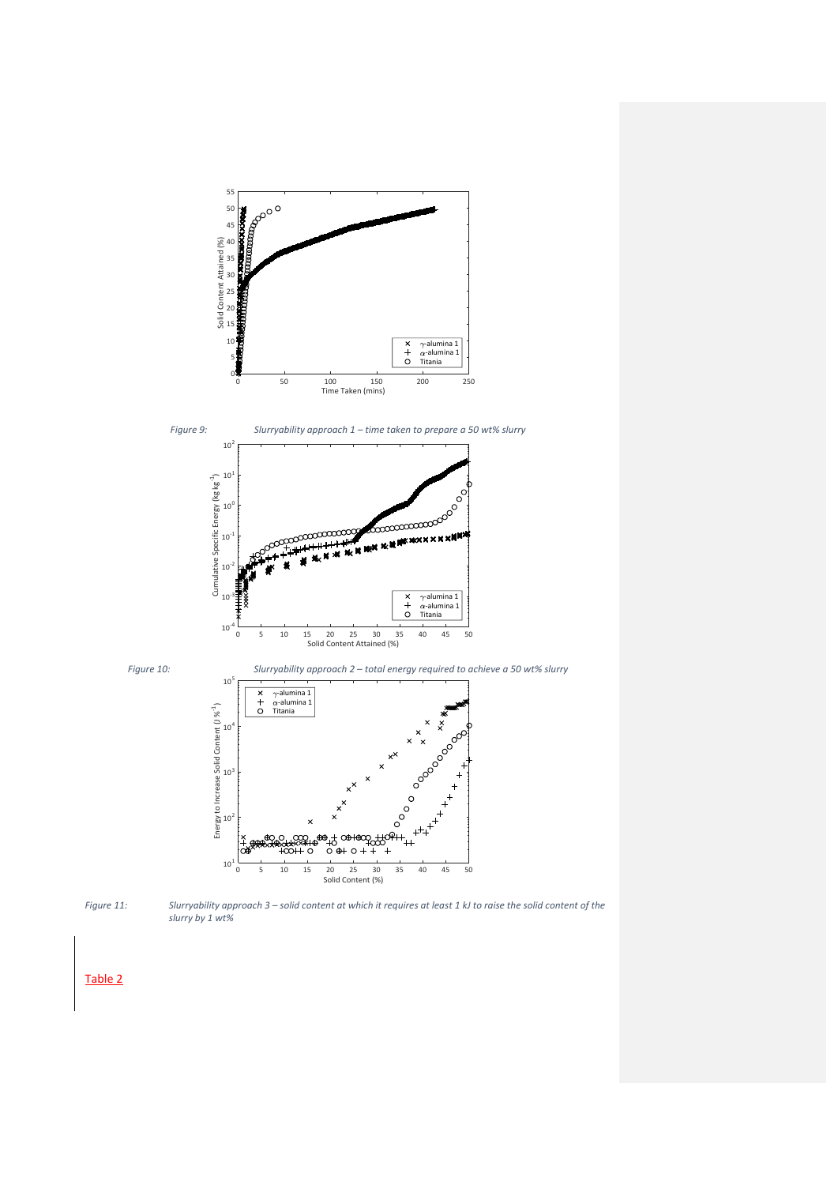*Figure 9: Slurryability approach 1 – time taken to prepare a 50 wt% slurry*

*Figure 10: Slurryability approach 2 – total energy required to achieve a 50 wt% slurry*

*Figure 11: Slurryability approach 3 – solid content at which it requires at least 1 kJ to raise the solid content of the slurry by 1 wt%*

Table 2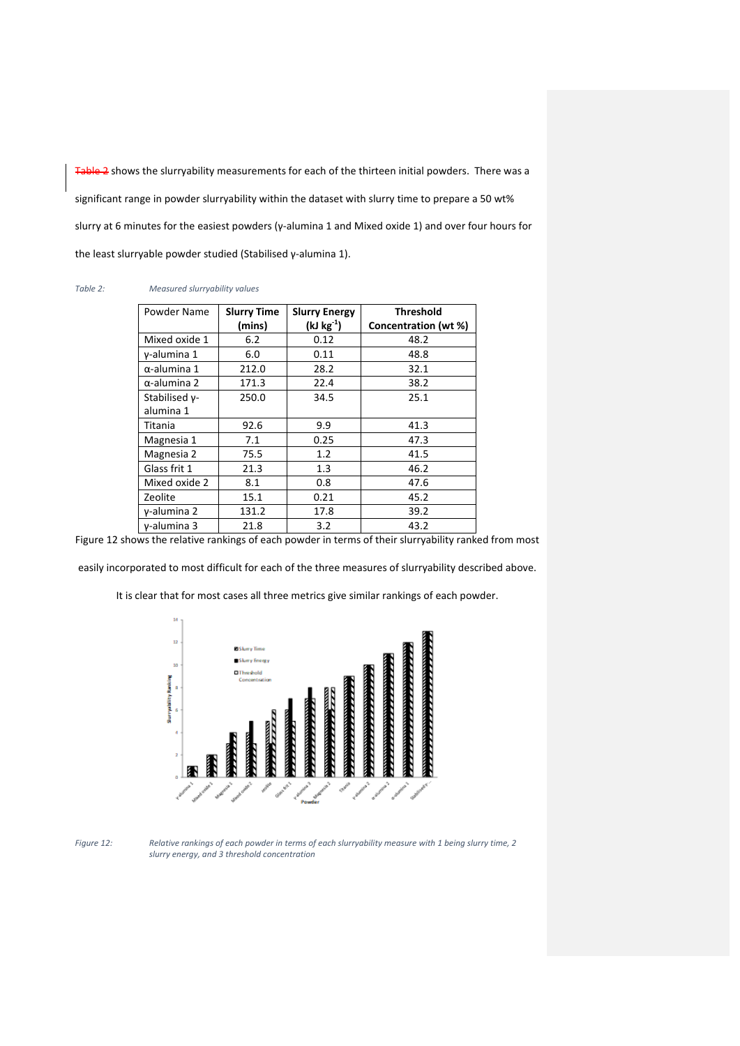Table 2 shows the slurryability measurements for each of the thirteen initial powders. There was a significant range in powder slurryability within the dataset with slurry time to prepare a 50 wt% slurry at 6 minutes for the easiest powders (γ-alumina 1 and Mixed oxide 1) and over four hours for the least slurryable powder studied (Stabilised γ-alumina 1).

*Table 2: Measured slurryability values*

| Powder Name | Slurry Time (mins) | Slurry Energy (kJ $kg^{-1}$) | Threshold Concentration (wt %) |
|---|---|---|---|
| Mixed oxide 1 | 6.2 | 0.12 | 48.2 |
| γ-alumina 1 | 6.0 | 0.11 | 48.8 |
| α-alumina 1 | 212.0 | 28.2 | 32.1 |
| α-alumina 2 | 171.3 | 22.4 | 38.2 |
| Stabilised γ-alumina 1 | 250.0 | 34.5 | 25.1 |
| Titania | 92.6 | 9.9 | 41.3 |
| Magnesia 1 | 7.1 | 0.25 | 47.3 |
| Magnesia 2 | 75.5 | 1.2 | 41.5 |
| Glass frit 1 | 21.3 | 1.3 | 46.2 |
| Mixed oxide 2 | 8.1 | 0.8 | 47.6 |
| Zeolite | 15.1 | 0.21 | 45.2 |
| γ-alumina 2 | 131.2 | 17.8 | 39.2 |
| γ-alumina 3 | 21.8 | 3.2 | 43.2 |

Figure 12 shows the relative rankings of each powder in terms of their slurryability ranked from most easily incorporated to most difficult for each of the three measures of slurryability described above. It is clear that for most cases all three metrics give similar rankings of each powder.

*Figure 12: Relative rankings of each powder in terms of each slurryability measure with 1 being slurry time, 2 slurry energy, and 3 threshold concentration*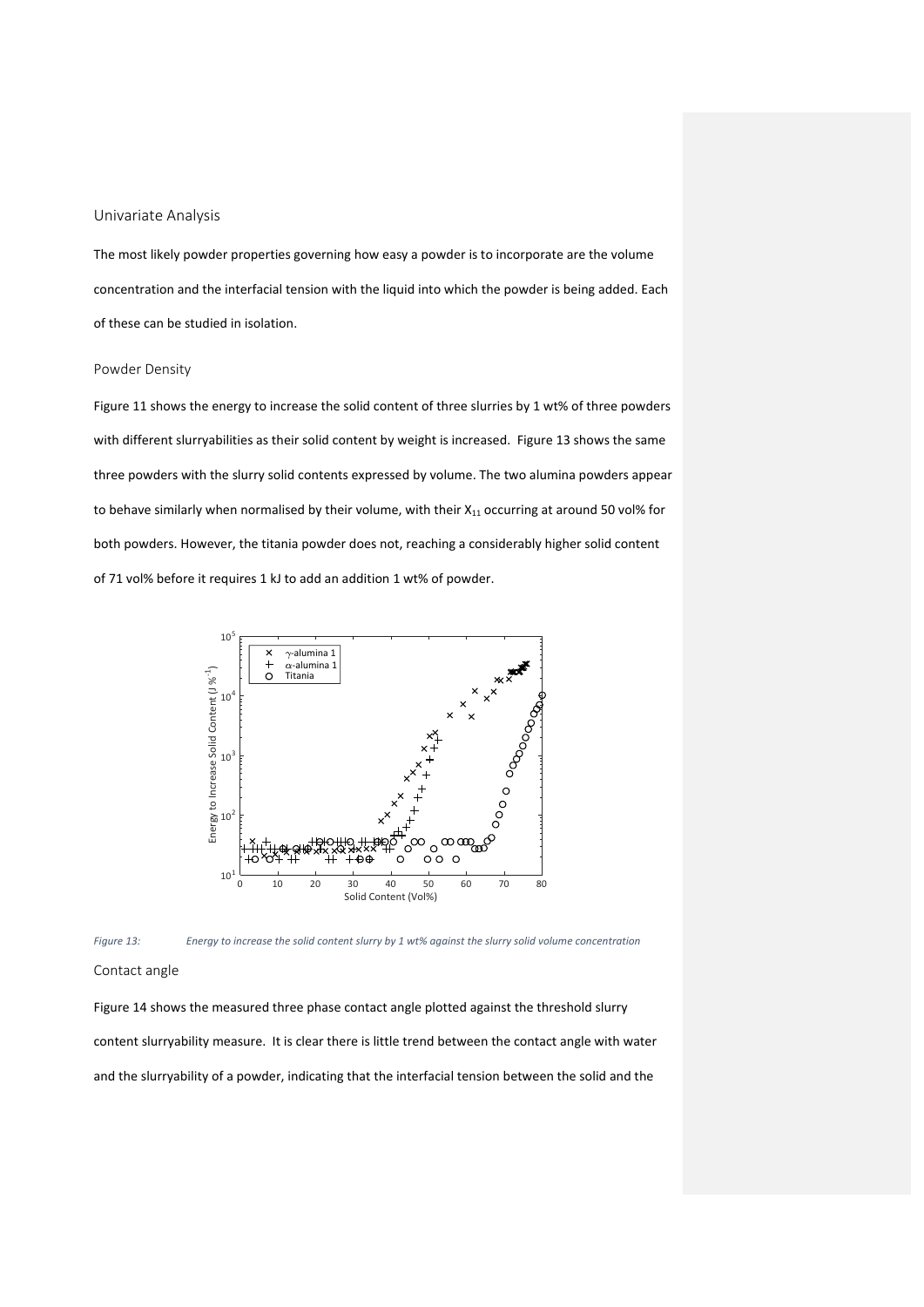## Univariate Analysis

The most likely powder properties governing how easy a powder is to incorporate are the volume concentration and the interfacial tension with the liquid into which the powder is being added. Each of these can be studied in isolation.

### Powder Density

Figure 11 shows the energy to increase the solid content of three slurries by 1 wt% of three powders with different slurryabilities as their solid content by weight is increased. Figure 13 shows the same three powders with the slurry solid contents expressed by volume. The two alumina powders appear to behave similarly when normalised by their volume, with their $X_{11}$ occurring at around 50 vol% for both powders. However, the titania powder does not, reaching a considerably higher solid content of 71 vol% before it requires 1 kJ to add an addition 1 wt% of powder.

*Figure 13: Energy to increase the solid content slurry by 1 wt% against the slurry solid volume concentration*

### Contact angle

Figure 14 shows the measured three phase contact angle plotted against the threshold slurry content slurryability measure. It is clear there is little trend between the contact angle with water and the slurryability of a powder, indicating that the interfacial tension between the solid and the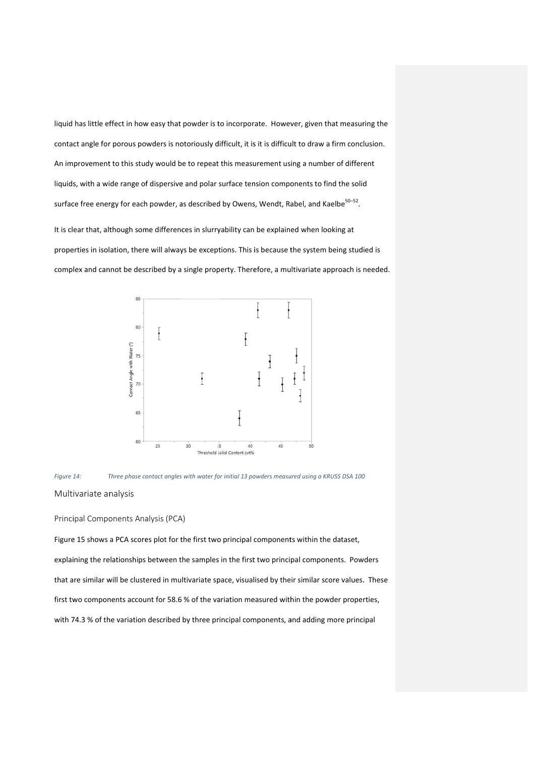liquid has little effect in how easy that powder is to incorporate. However, given that measuring the contact angle for porous powders is notoriously difficult, it is it is difficult to draw a firm conclusion. An improvement to this study would be to repeat this measurement using a number of different liquids, with a wide range of dispersive and polar surface tension components to find the solid surface free energy for each powder, as described by Owens, Wendt, Rabel, and Kaelbe[50–52].

It is clear that, although some differences in slurryability can be explained when looking at properties in isolation, there will always be exceptions. This is because the system being studied is complex and cannot be described by a single property. Therefore, a multivariate approach is needed.

*Figure 14: Three phase contact angles with water for initial 13 powders measured using a KRUSS DSA 100*

## Multivariate analysis

### Principal Components Analysis (PCA)

Figure 15 shows a PCA scores plot for the first two principal components within the dataset, explaining the relationships between the samples in the first two principal components. Powders that are similar will be clustered in multivariate space, visualised by their similar score values. These first two components account for 58.6 % of the variation measured within the powder properties, with 74.3 % of the variation described by three principal components, and adding more principal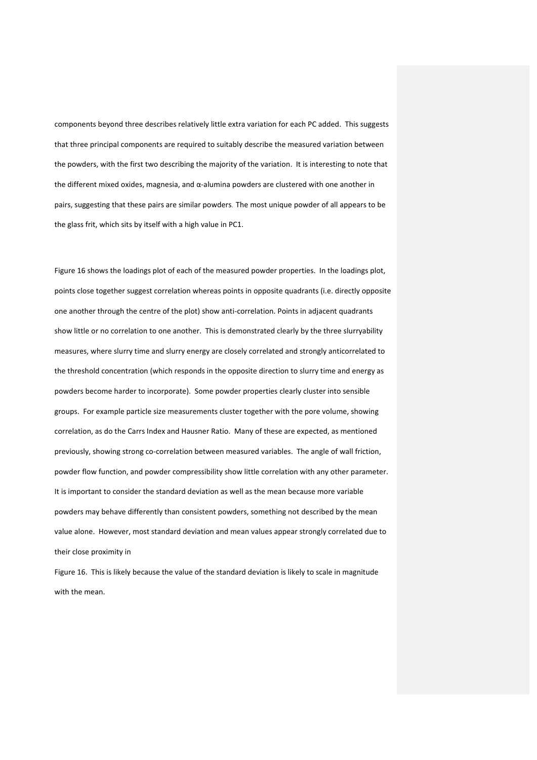components beyond three describes relatively little extra variation for each PC added. This suggests that three principal components are required to suitably describe the measured variation between the powders, with the first two describing the majority of the variation. It is interesting to note that the different mixed oxides, magnesia, and α-alumina powders are clustered with one another in pairs, suggesting that these pairs are similar powders. The most unique powder of all appears to be the glass frit, which sits by itself with a high value in PC1.

Figure 16 shows the loadings plot of each of the measured powder properties. In the loadings plot, points close together suggest correlation whereas points in opposite quadrants (i.e. directly opposite one another through the centre of the plot) show anti-correlation. Points in adjacent quadrants show little or no correlation to one another. This is demonstrated clearly by the three slurryability measures, where slurry time and slurry energy are closely correlated and strongly anticorrelated to the threshold concentration (which responds in the opposite direction to slurry time and energy as powders become harder to incorporate). Some powder properties clearly cluster into sensible groups. For example particle size measurements cluster together with the pore volume, showing correlation, as do the Carrs Index and Hausner Ratio. Many of these are expected, as mentioned previously, showing strong co-correlation between measured variables. The angle of wall friction, powder flow function, and powder compressibility show little correlation with any other parameter. It is important to consider the standard deviation as well as the mean because more variable powders may behave differently than consistent powders, something not described by the mean value alone. However, most standard deviation and mean values appear strongly correlated due to their close proximity in Figure 16. This is likely because the value of the standard deviation is likely to scale in magnitude with the mean.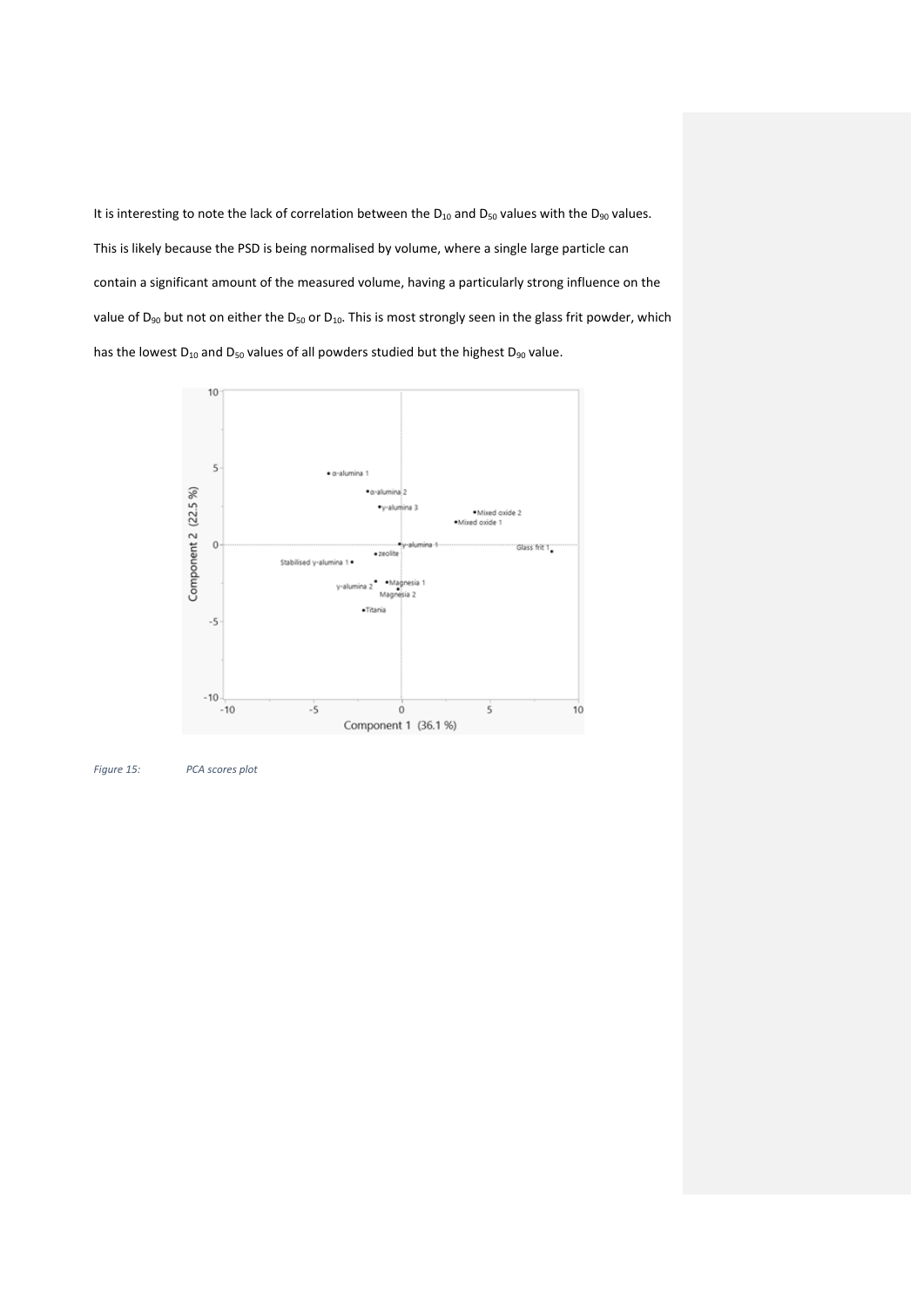It is interesting to note the lack of correlation between the $D_{10}$ and $D_{50}$ values with the $D_{90}$ values. This is likely because the PSD is being normalised by volume, where a single large particle can contain a significant amount of the measured volume, having a particularly strong influence on the value of $D_{90}$ but not on either the $D_{50}$ or $D_{10}$. This is most strongly seen in the glass frit powder, which has the lowest $D_{10}$ and $D_{50}$ values of all powders studied but the highest $D_{90}$ value.

*Figure 15: PCA scores plot*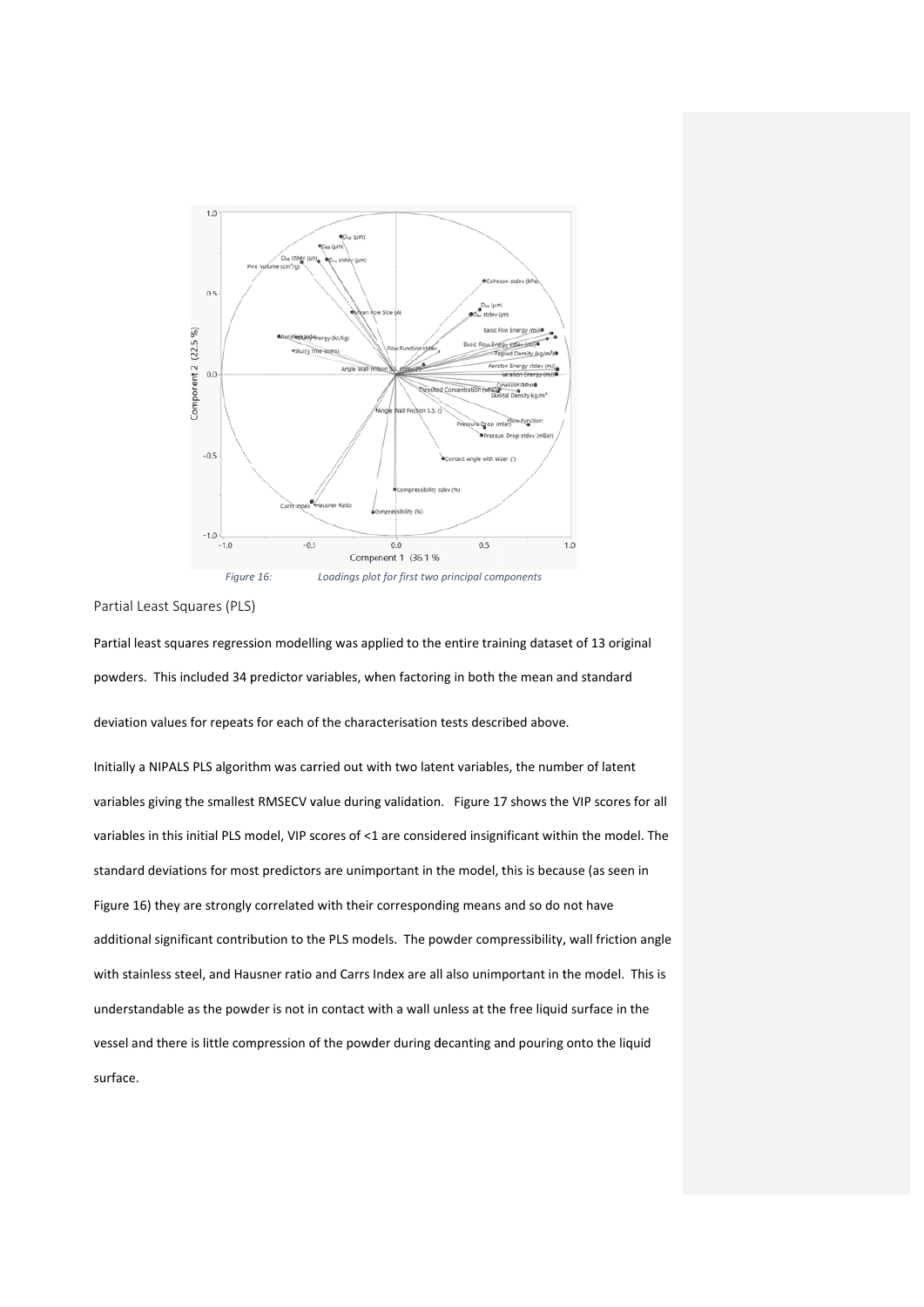*Figure 16: Loadings plot for first two principal components*

## Partial Least Squares (PLS)

Partial least squares regression modelling was applied to the entire training dataset of 13 original powders. This included 34 predictor variables, when factoring in both the mean and standard deviation values for repeats for each of the characterisation tests described above.

Initially a NIPALS PLS algorithm was carried out with two latent variables, the number of latent variables giving the smallest RMSECV value during validation. Figure 17 shows the VIP scores for all variables in this initial PLS model, VIP scores of <1 are considered insignificant within the model. The standard deviations for most predictors are unimportant in the model, this is because (as seen in Figure 16) they are strongly correlated with their corresponding means and so do not have additional significant contribution to the PLS models. The powder compressibility, wall friction angle with stainless steel, and Hausner ratio and Carrs Index are all also unimportant in the model. This is understandable as the powder is not in contact with a wall unless at the free liquid surface in the vessel and there is little compression of the powder during decanting and pouring onto the liquid surface.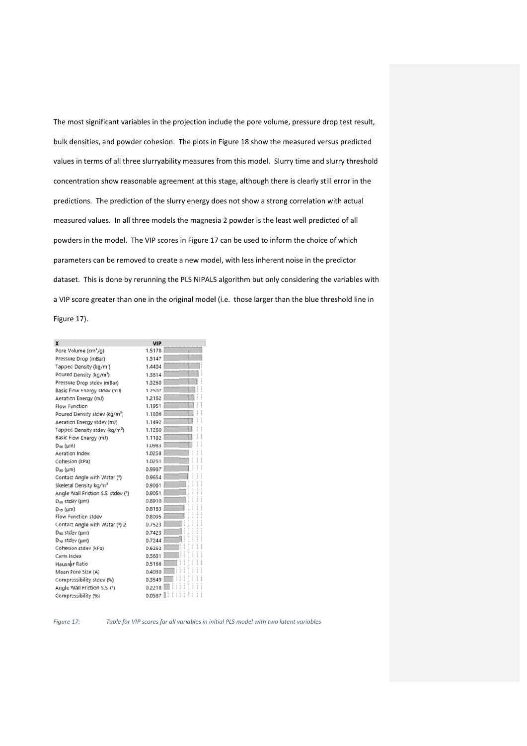The most significant variables in the projection include the pore volume, pressure drop test result, bulk densities, and powder cohesion. The plots in Figure 18 show the measured versus predicted values in terms of all three slurryability measures from this model. Slurry time and slurry threshold concentration show reasonable agreement at this stage, although there is clearly still error in the predictions. The prediction of the slurry energy does not show a strong correlation with actual measured values. In all three models the magnesia 2 powder is the least well predicted of all powders in the model. The VIP scores in Figure 17 can be used to inform the choice of which parameters can be removed to create a new model, with less inherent noise in the predictor dataset. This is done by rerunning the PLS NIPALS algorithm but only considering the variables with a VIP score greater than one in the original model (i.e. those larger than the blue threshold line in Figure 17).

| X | VIP |
|---|---|
| Pore Volume ($cm^3/g$) | 1.5178 |
| Pressure Drop (mBar) | 1.5147 |
| Tapped Density ($kg/m^3$) | 1.4404 |
| Poured Density ($kg/m^3$) | 1.3814 |
| Pressure Drop stdev (mBar) | 1.3260 |
| Basic Flow Energy stdev (mJ) | 1.2507 |
| Aeration Energy (mJ) | 1.2162 |
| Flow Function | 1.1951 |
| Poured Density stdev ($kg/m^3$) | 1.1806 |
| Aeration Energy stdev (mJ) | 1.1492 |
| Tapped Density stdev ($kg/m^3$) | 1.1260 |
| Basic Flow Energy (mJ) | 1.1182 |
| $D_{50}$ (µm) | 1.0983 |
| Aeration Index | 1.0258 |
| Cohesion (kPa) | 1.0251 |
| $D_{90}$ (µm) | 0.9987 |
| Contact Angle with Water (°) | 0.9654 |
| Skeletal Density $kg/m^3$ | 0.9061 |
| Angle Wall Friction S.S. stdev (°) | 0.9051 |
| $D_{50}$ stdev (µm) | 0.8910 |
| $D_{10}$ (µm) | 0.8183 |
| Flow Function stdev | 0.8095 |
| Contact Angle with Water (°) 2 | 0.7523 |
| $D_{90}$ stdev (µm) | 0.7423 |
| $D_{10}$ stdev (µm) | 0.7244 |
| Cohesion stdev (kPa) | 0.6262 |
| Carrs Index | 0.5631 |
| Hausner Ratio | 0.5166 |
| Mean Pore Size (A) | 0.4030 |
| Compressibility stdev (%) | 0.3549 |
| Angle Wall Friction S.S. (°) | 0.2218 |
| Compressibility (%) | 0.0587 |

*Figure 17: Table for VIP scores for all variables in initial PLS model with two latent variables*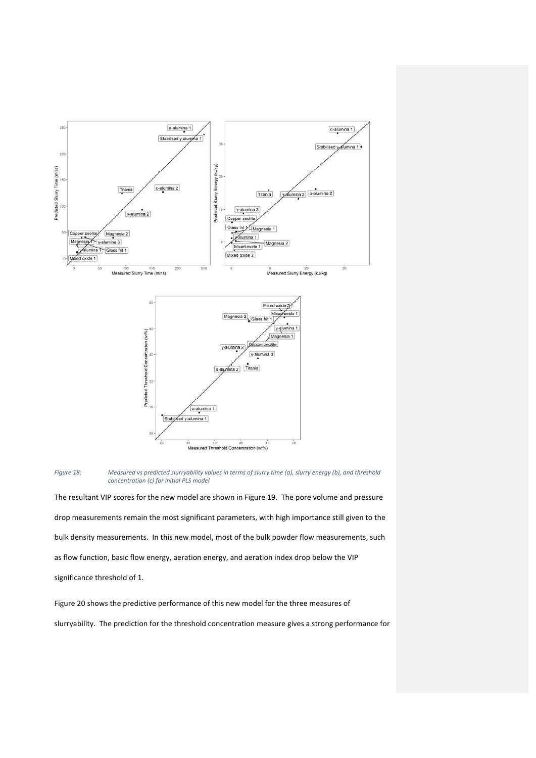*Figure 18: Measured vs predicted slurryability values in terms of slurry time (a), slurry energy (b), and threshold concentration (c) for initial PLS model*

The resultant VIP scores for the new model are shown in Figure 19. The pore volume and pressure drop measurements remain the most significant parameters, with high importance still given to the bulk density measurements. In this new model, most of the bulk powder flow measurements, such as flow function, basic flow energy, aeration energy, and aeration index drop below the VIP significance threshold of 1.

Figure 20 shows the predictive performance of this new model for the three measures of slurryability. The prediction for the threshold concentration measure gives a strong performance for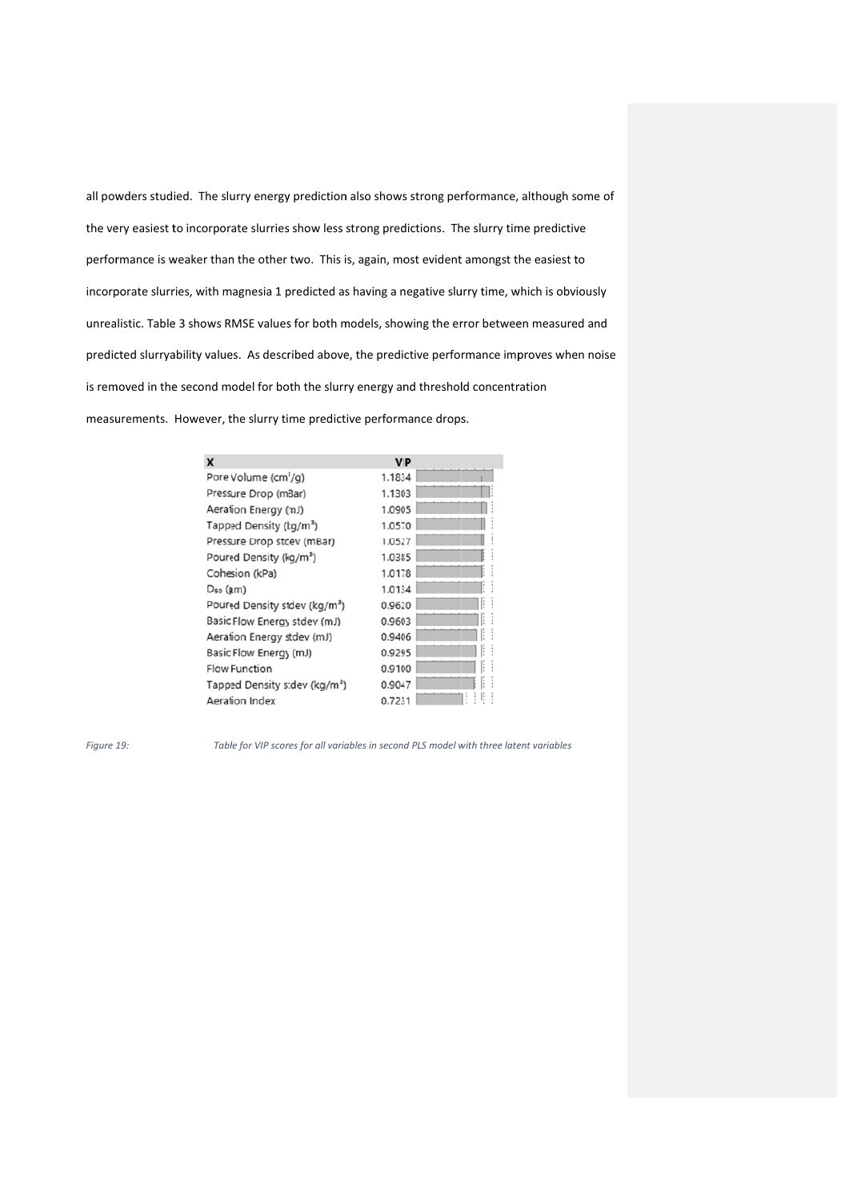all powders studied. The slurry energy prediction also shows strong performance, although some of the very easiest to incorporate slurries show less strong predictions. The slurry time predictive performance is weaker than the other two. This is, again, most evident amongst the easiest to incorporate slurries, with magnesia 1 predicted as having a negative slurry time, which is obviously unrealistic. Table 3 shows RMSE values for both models, showing the error between measured and predicted slurryability values. As described above, the predictive performance improves when noise is removed in the second model for both the slurry energy and threshold concentration measurements. However, the slurry time predictive performance drops.

| X | VIP |
|---|---|
| Pore Volume ($cm^3/g$) | 1.1834 |
| Pressure Drop (mBar) | 1.1303 |
| Aeration Energy (mJ) | 1.0905 |
| Tapped Density ($kg/m^3$) | 1.0570 |
| Pressure Drop stdev (mBar) | 1.0527 |
| Poured Density ($kg/m^3$) | 1.0385 |
| Cohesion (kPa) | 1.0178 |
| $D_{50}$ (µm) | 1.0134 |
| Poured Density stdev ($kg/m^3$) | 0.9620 |
| Basic Flow Energy stdev (mJ) | 0.9603 |
| Aeration Energy stdev (mJ) | 0.9406 |
| Basic Flow Energy (mJ) | 0.9295 |
| Flow Function | 0.9100 |
| Tapped Density stdev ($kg/m^3$) | 0.9047 |
| Aeration Index | 0.7231 |

*Figure 19: Table for VIP scores for all variables in second PLS model with three latent variables*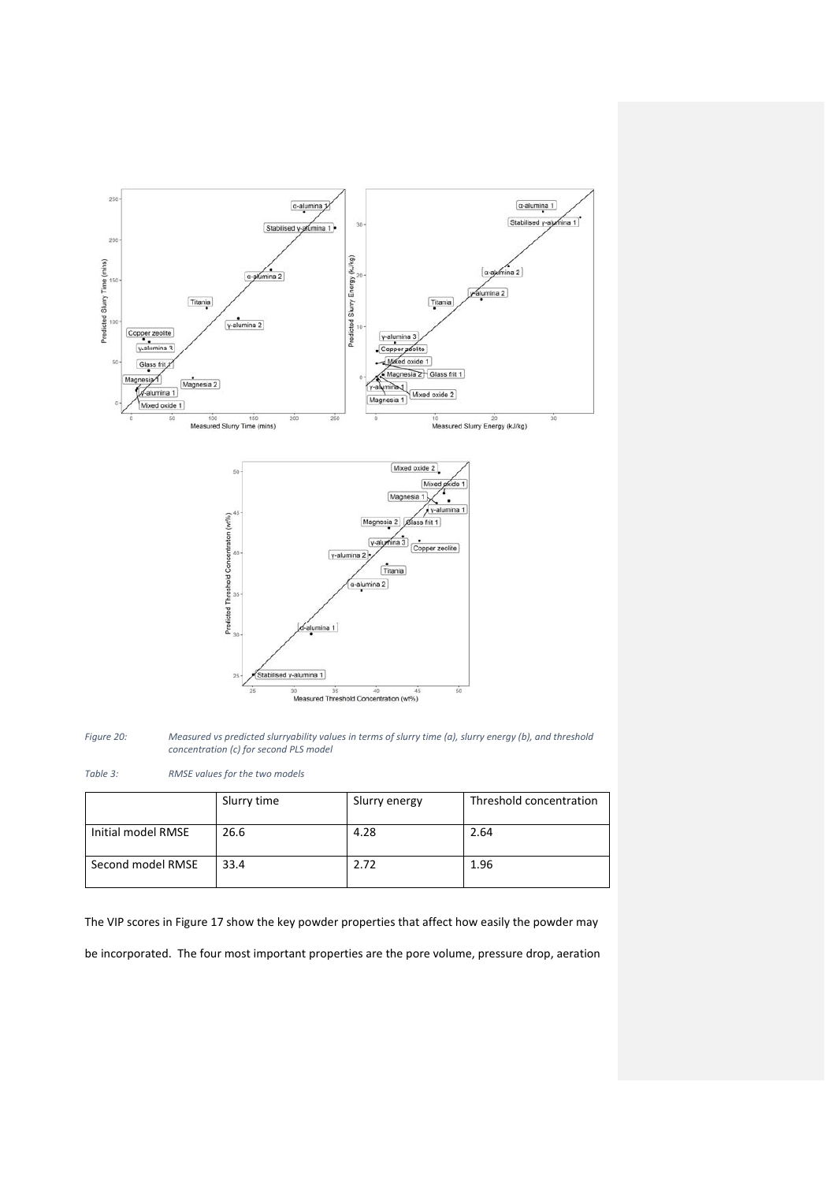*Figure 20: Measured vs predicted slurryability values in terms of slurry time (a), slurry energy (b), and threshold concentration (c) for second PLS model*

*Table 3: RMSE values for the two models*

| | Slurry time | Slurry energy | Threshold concentration |
|---|---|---|---|
| Initial model RMSE | 26.6 | 4.28 | 2.64 |
| Second model RMSE | 33.4 | 2.72 | 1.96 |

The VIP scores in Figure 17 show the key powder properties that affect how easily the powder may be incorporated. The four most important properties are the pore volume, pressure drop, aeration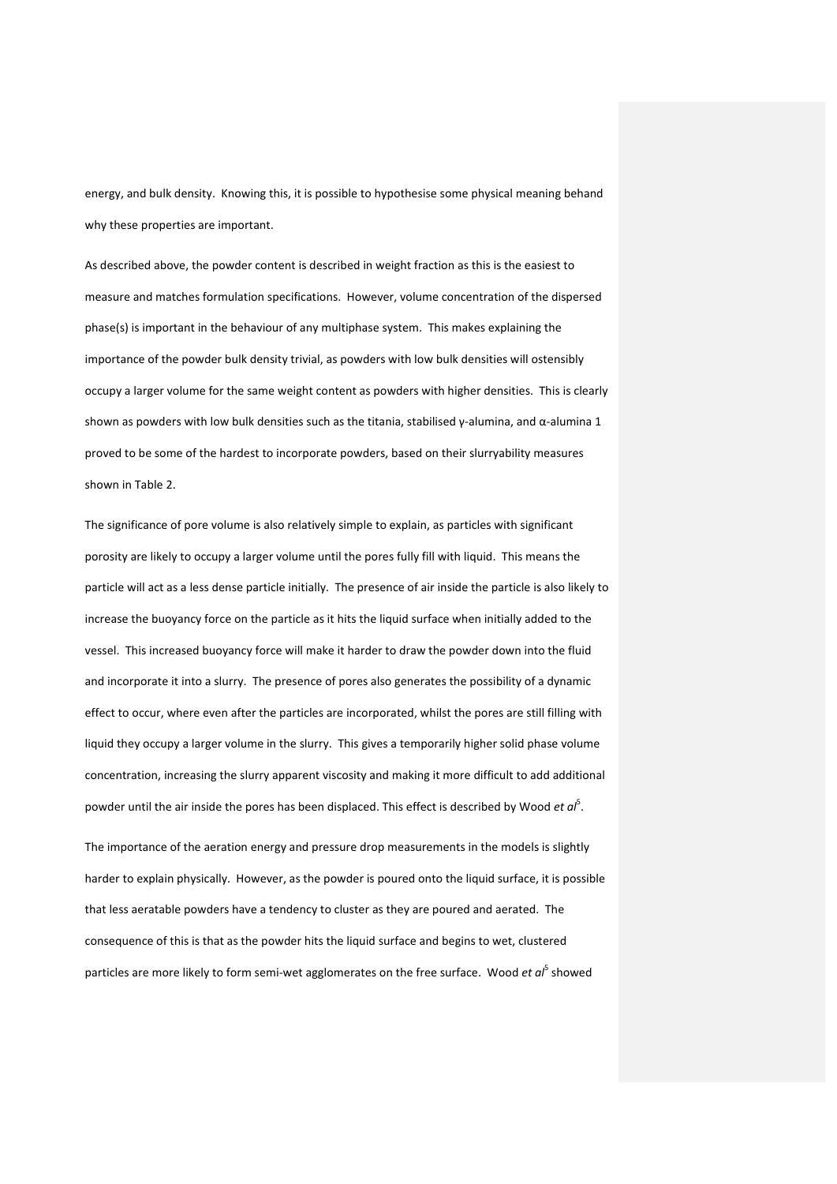energy, and bulk density. Knowing this, it is possible to hypothesise some physical meaning behand why these properties are important.

As described above, the powder content is described in weight fraction as this is the easiest to measure and matches formulation specifications. However, volume concentration of the dispersed phase(s) is important in the behaviour of any multiphase system. This makes explaining the importance of the powder bulk density trivial, as powders with low bulk densities will ostensibly occupy a larger volume for the same weight content as powders with higher densities. This is clearly shown as powders with low bulk densities such as the titania, stabilised γ-alumina, and α-alumina 1 proved to be some of the hardest to incorporate powders, based on their slurryability measures shown in Table 2.

The significance of pore volume is also relatively simple to explain, as particles with significant porosity are likely to occupy a larger volume until the pores fully fill with liquid. This means the particle will act as a less dense particle initially. The presence of air inside the particle is also likely to increase the buoyancy force on the particle as it hits the liquid surface when initially added to the vessel. This increased buoyancy force will make it harder to draw the powder down into the fluid and incorporate it into a slurry. The presence of pores also generates the possibility of a dynamic effect to occur, where even after the particles are incorporated, whilst the pores are still filling with liquid they occupy a larger volume in the slurry. This gives a temporarily higher solid phase volume concentration, increasing the slurry apparent viscosity and making it more difficult to add additional powder until the air inside the pores has been displaced. This effect is described by Wood *et al*[5].

The importance of the aeration energy and pressure drop measurements in the models is slightly harder to explain physically. However, as the powder is poured onto the liquid surface, it is possible that less aeratable powders have a tendency to cluster as they are poured and aerated. The consequence of this is that as the powder hits the liquid surface and begins to wet, clustered particles are more likely to form semi-wet agglomerates on the free surface. Wood *et al*[5] showed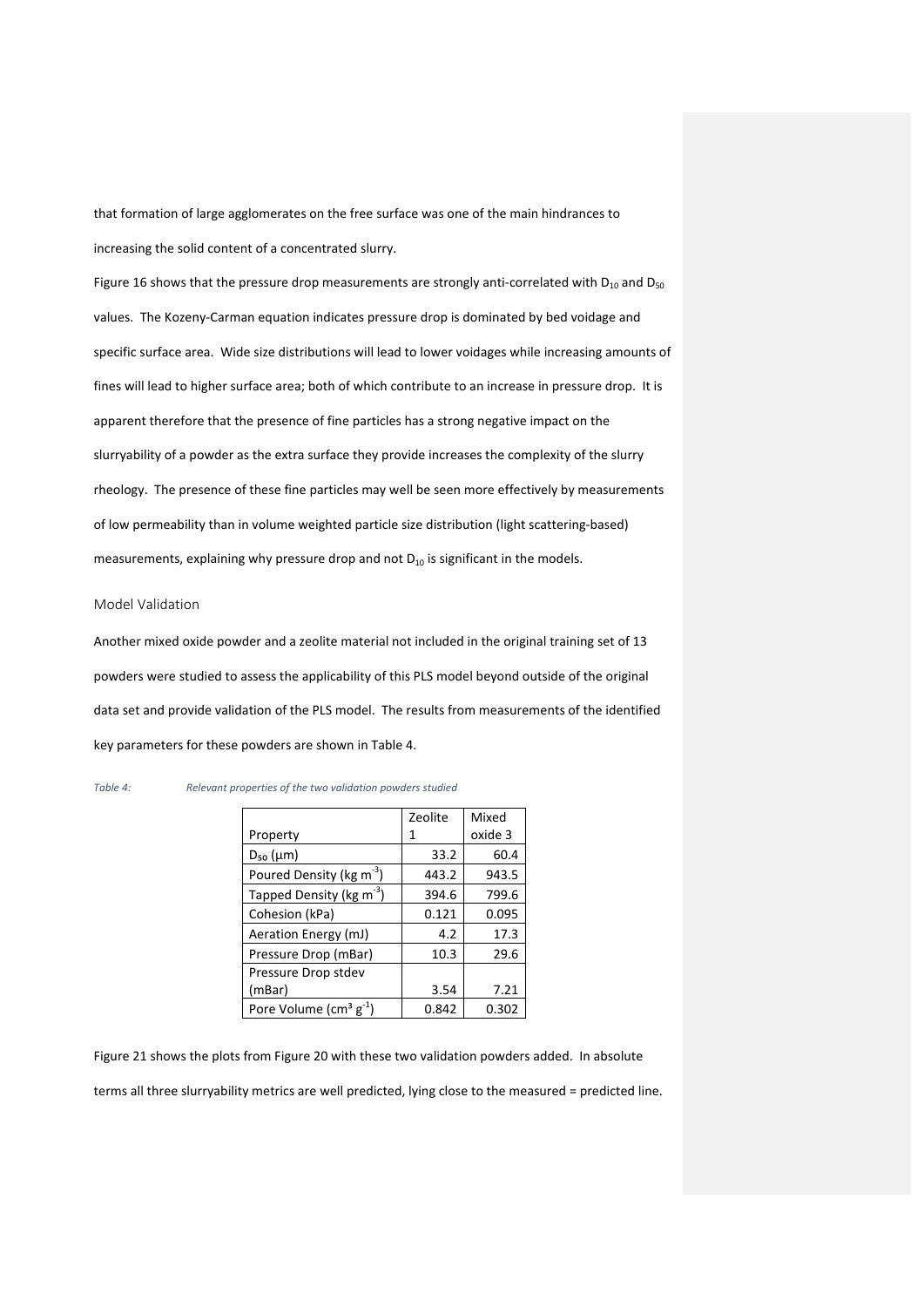that formation of large agglomerates on the free surface was one of the main hindrances to increasing the solid content of a concentrated slurry.

Figure 16 shows that the pressure drop measurements are strongly anti-correlated with $D_{10}$ and $D_{50}$ values. The Kozeny-Carman equation indicates pressure drop is dominated by bed voidage and specific surface area. Wide size distributions will lead to lower voidages while increasing amounts of fines will lead to higher surface area; both of which contribute to an increase in pressure drop. It is apparent therefore that the presence of fine particles has a strong negative impact on the slurryability of a powder as the extra surface they provide increases the complexity of the slurry rheology. The presence of these fine particles may well be seen more effectively by measurements of low permeability than in volume weighted particle size distribution (light scattering-based) measurements, explaining why pressure drop and not $D_{10}$ is significant in the models.

## Model Validation

Another mixed oxide powder and a zeolite material not included in the original training set of 13 powders were studied to assess the applicability of this PLS model beyond outside of the original data set and provide validation of the PLS model. The results from measurements of the identified key parameters for these powders are shown in Table 4.

*Table 4: Relevant properties of the two validation powders studied*

| Property | Zeolite 1 | Mixed oxide 3 |
|---|---|---|
| $D_{50}$ (µm) | 33.2 | 60.4 |
| Poured Density (kg $m^{-3}$) | 443.2 | 943.5 |
| Tapped Density (kg $m^{-3}$) | 394.6 | 799.6 |
| Cohesion (kPa) | 0.121 | 0.095 |
| Aeration Energy (mJ) | 4.2 | 17.3 |
| Pressure Drop (mBar) | 10.3 | 29.6 |
| Pressure Drop stdev (mBar) | 3.54 | 7.21 |
| Pore Volume ($cm^3$ $g^{-1}$) | 0.842 | 0.302 |

Figure 21 shows the plots from Figure 20 with these two validation powders added. In absolute terms all three slurryability metrics are well predicted, lying close to the measured = predicted line.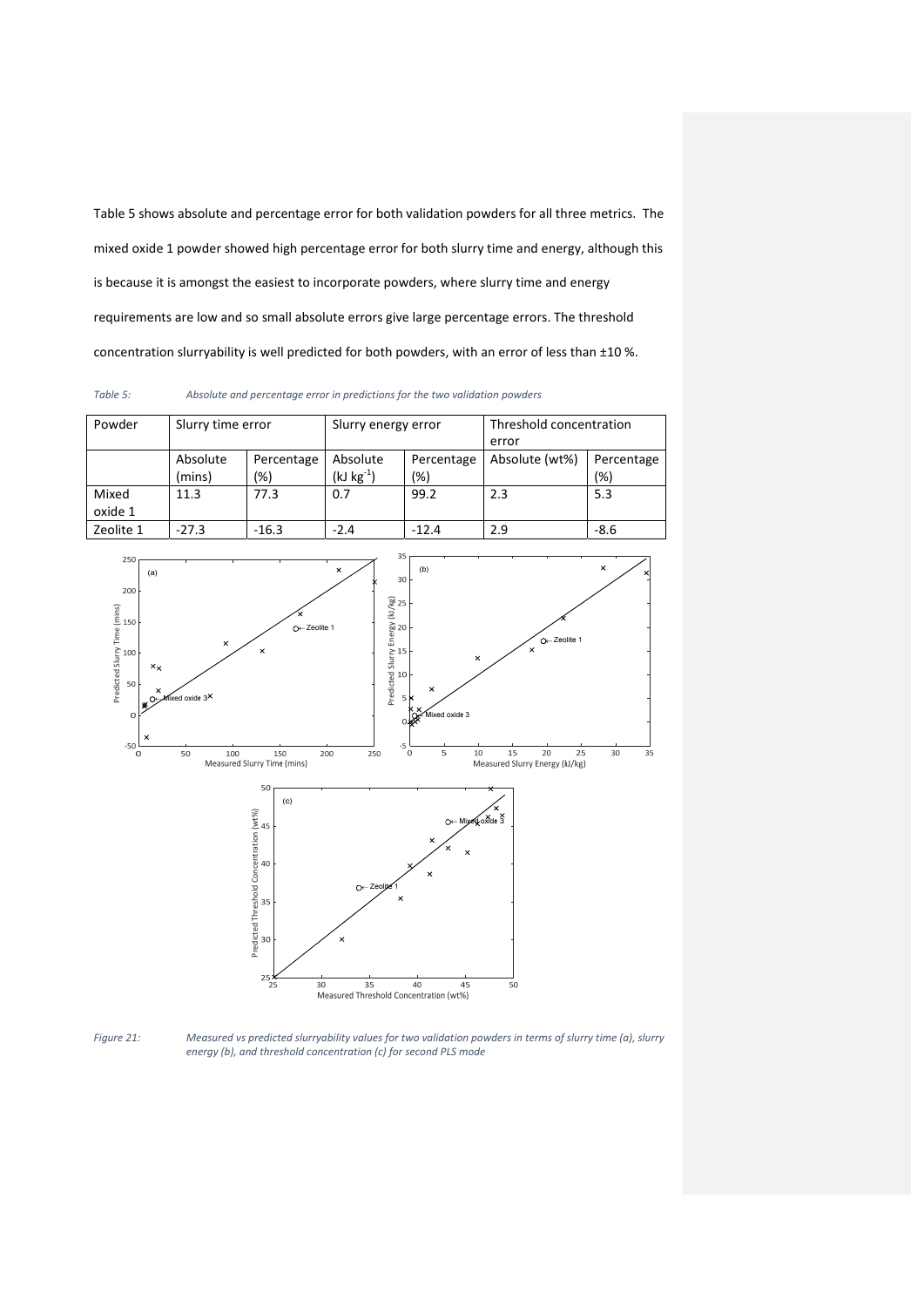Table 5 shows absolute and percentage error for both validation powders for all three metrics. The mixed oxide 1 powder showed high percentage error for both slurry time and energy, although this is because it is amongst the easiest to incorporate powders, where slurry time and energy requirements are low and so small absolute errors give large percentage errors. The threshold concentration slurryability is well predicted for both powders, with an error of less than ±10 %.

*Table 5: Absolute and percentage error in predictions for the two validation powders*

| Powder | Slurry time error | | Slurry energy error | | Threshold concentration error | |
|---|---|---|---|---|---|---|
| | Absolute (mins) | Percentage (%) | Absolute (kJ $kg^{-1}$) | Percentage (%) | Absolute (wt%) | Percentage (%) |
| Mixed oxide 1 | 11.3 | 77.3 | 0.7 | 99.2 | 2.3 | 5.3 |
| Zeolite 1 | -27.3 | -16.3 | -2.4 | -12.4 | 2.9 | -8.6 |

*Figure 21: Measured vs predicted slurryability values for two validation powders in terms of slurry time (a), slurry energy (b), and threshold concentration (c) for second PLS mode*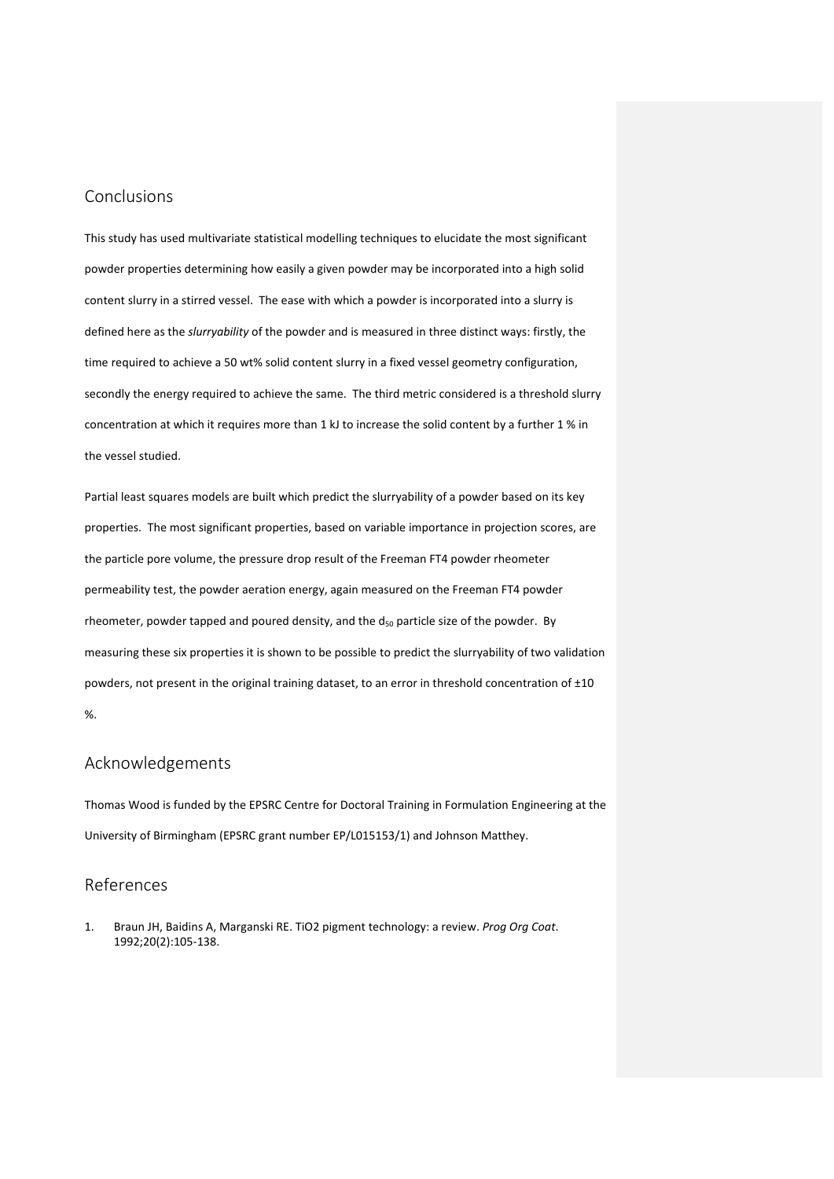## Conclusions

This study has used multivariate statistical modelling techniques to elucidate the most significant powder properties determining how easily a given powder may be incorporated into a high solid content slurry in a stirred vessel. The ease with which a powder is incorporated into a slurry is defined here as the *slurryability* of the powder and is measured in three distinct ways: firstly, the time required to achieve a 50 wt% solid content slurry in a fixed vessel geometry configuration, secondly the energy required to achieve the same. The third metric considered is a threshold slurry concentration at which it requires more than 1 kJ to increase the solid content by a further 1 % in the vessel studied.

Partial least squares models are built which predict the slurryability of a powder based on its key properties. The most significant properties, based on variable importance in projection scores, are the particle pore volume, the pressure drop result of the Freeman FT4 powder rheometer permeability test, the powder aeration energy, again measured on the Freeman FT4 powder rheometer, powder tapped and poured density, and the $d_{50}$ particle size of the powder. By measuring these six properties it is shown to be possible to predict the slurryability of two validation powders, not present in the original training dataset, to an error in threshold concentration of ±10 %.

## Acknowledgements

Thomas Wood is funded by the EPSRC Centre for Doctoral Training in Formulation Engineering at the University of Birmingham (EPSRC grant number EP/L015153/1) and Johnson Matthey.

## References

1. Braun JH, Baidins A, Marganski RE. TiO2 pigment technology: a review. *Prog Org Coat*. 1992;20(2):105-138.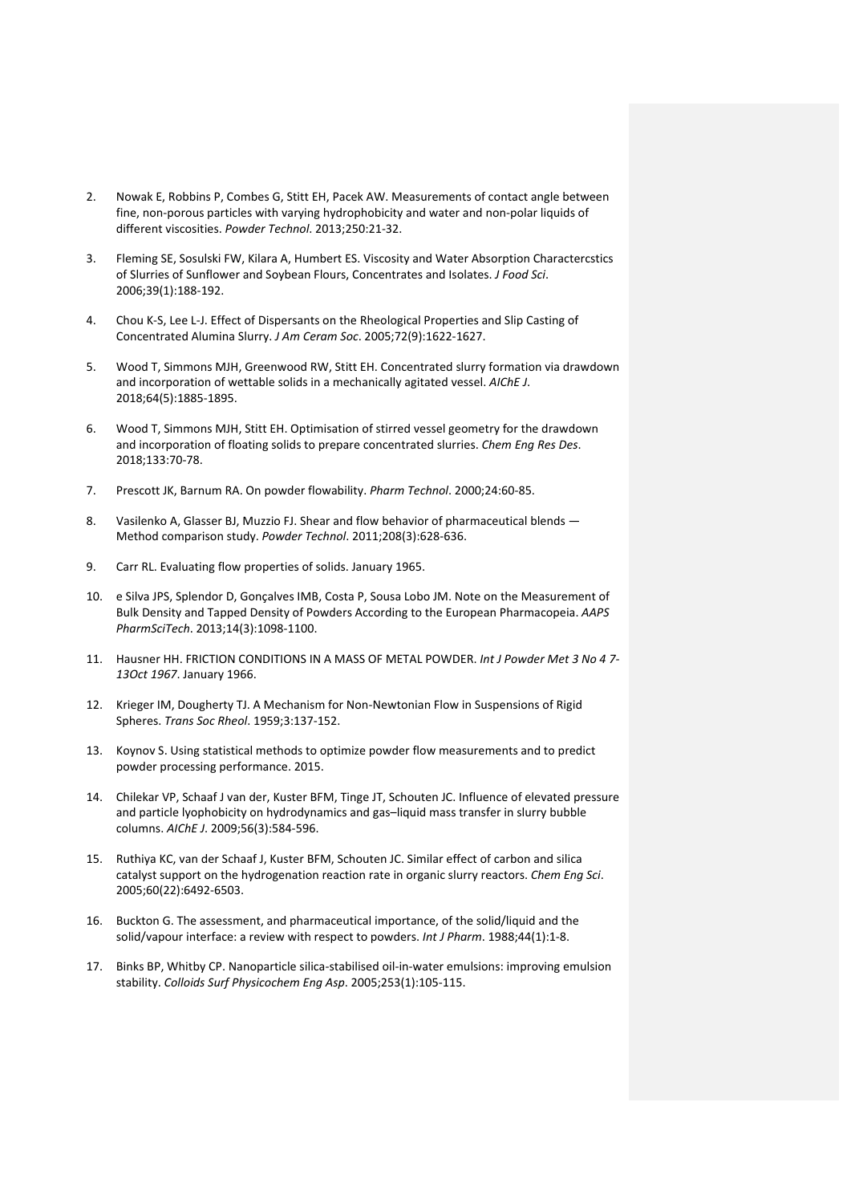2. Nowak E, Robbins P, Combes G, Stitt EH, Pacek AW. Measurements of contact angle between fine, non-porous particles with varying hydrophobicity and water and non-polar liquids of different viscosities. *Powder Technol*. 2013;250:21-32.

3. Fleming SE, Sosulski FW, Kilara A, Humbert ES. Viscosity and Water Absorption Charactercstics of Slurries of Sunflower and Soybean Flours, Concentrates and Isolates. *J Food Sci*. 2006;39(1):188-192.

4. Chou K-S, Lee L-J. Effect of Dispersants on the Rheological Properties and Slip Casting of Concentrated Alumina Slurry. *J Am Ceram Soc*. 2005;72(9):1622-1627.

5. Wood T, Simmons MJH, Greenwood RW, Stitt EH. Concentrated slurry formation via drawdown and incorporation of wettable solids in a mechanically agitated vessel. *AIChE J*. 2018;64(5):1885-1895.

6. Wood T, Simmons MJH, Stitt EH. Optimisation of stirred vessel geometry for the drawdown and incorporation of floating solids to prepare concentrated slurries. *Chem Eng Res Des*. 2018;133:70-78.

7. Prescott JK, Barnum RA. On powder flowability. *Pharm Technol*. 2000;24:60-85.

8. Vasilenko A, Glasser BJ, Muzzio FJ. Shear and flow behavior of pharmaceutical blends — Method comparison study. *Powder Technol*. 2011;208(3):628-636.

9. Carr RL. Evaluating flow properties of solids. January 1965.

10. e Silva JPS, Splendor D, Gonçalves IMB, Costa P, Sousa Lobo JM. Note on the Measurement of Bulk Density and Tapped Density of Powders According to the European Pharmacopeia. *AAPS PharmSciTech*. 2013;14(3):1098-1100.

11. Hausner HH. FRICTION CONDITIONS IN A MASS OF METAL POWDER. *Int J Powder Met 3 No 4 7-13Oct 1967*. January 1966.

12. Krieger IM, Dougherty TJ. A Mechanism for Non-Newtonian Flow in Suspensions of Rigid Spheres. *Trans Soc Rheol*. 1959;3:137-152.

13. Koynov S. Using statistical methods to optimize powder flow measurements and to predict powder processing performance. 2015.

14. Chilekar VP, Schaaf J van der, Kuster BFM, Tinge JT, Schouten JC. Influence of elevated pressure and particle lyophobicity on hydrodynamics and gas–liquid mass transfer in slurry bubble columns. *AIChE J*. 2009;56(3):584-596.

15. Ruthiya KC, van der Schaaf J, Kuster BFM, Schouten JC. Similar effect of carbon and silica catalyst support on the hydrogenation reaction rate in organic slurry reactors. *Chem Eng Sci*. 2005;60(22):6492-6503.

16. Buckton G. The assessment, and pharmaceutical importance, of the solid/liquid and the solid/vapour interface: a review with respect to powders. *Int J Pharm*. 1988;44(1):1-8.

17. Binks BP, Whitby CP. Nanoparticle silica-stabilised oil-in-water emulsions: improving emulsion stability. *Colloids Surf Physicochem Eng Asp*. 2005;253(1):105-115.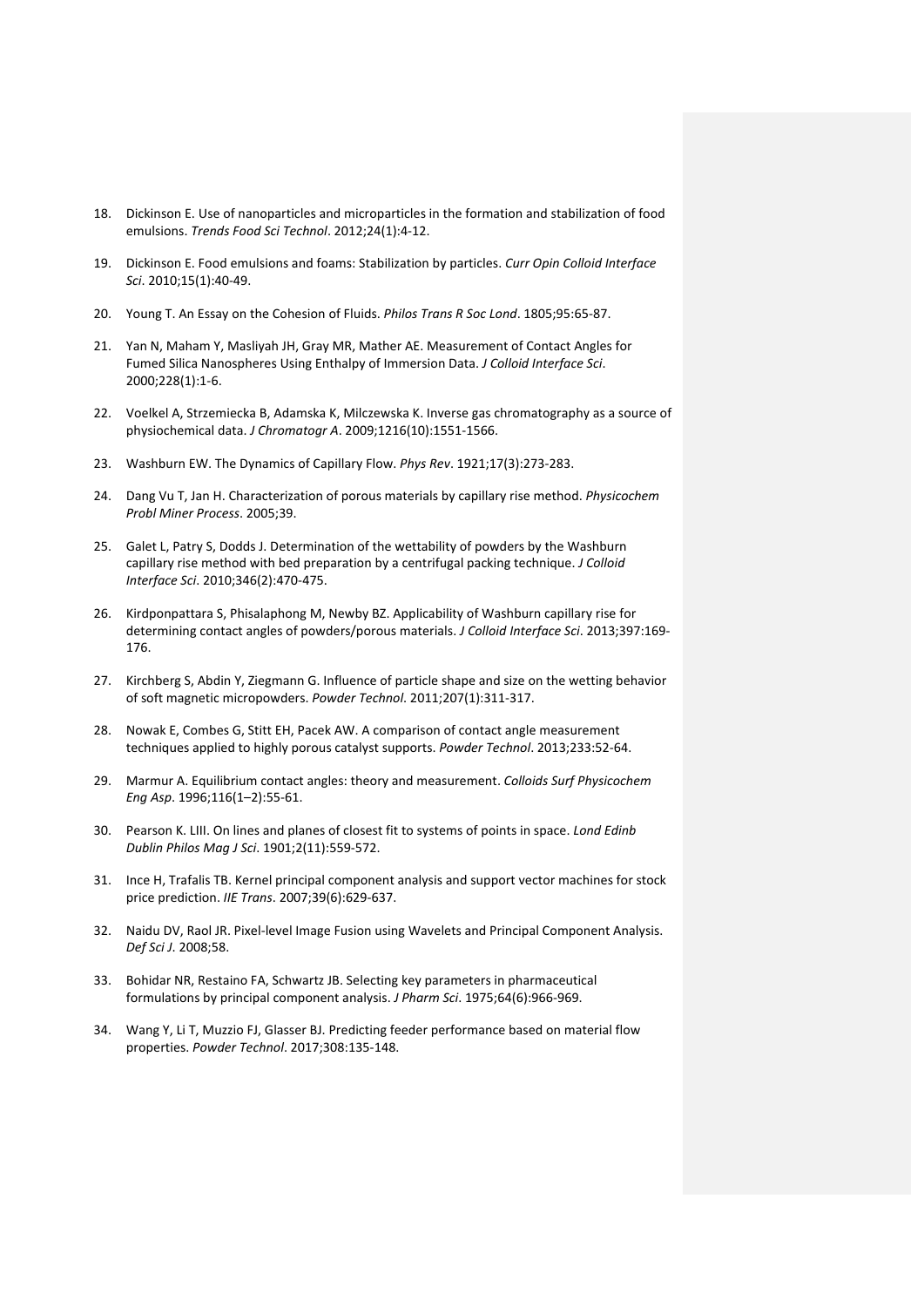18. Dickinson E. Use of nanoparticles and microparticles in the formation and stabilization of food emulsions. *Trends Food Sci Technol*. 2012;24(1):4-12.

19. Dickinson E. Food emulsions and foams: Stabilization by particles. *Curr Opin Colloid Interface Sci*. 2010;15(1):40-49.

20. Young T. An Essay on the Cohesion of Fluids. *Philos Trans R Soc Lond*. 1805;95:65-87.

21. Yan N, Maham Y, Masliyah JH, Gray MR, Mather AE. Measurement of Contact Angles for Fumed Silica Nanospheres Using Enthalpy of Immersion Data. *J Colloid Interface Sci*. 2000;228(1):1-6.

22. Voelkel A, Strzemiecka B, Adamska K, Milczewska K. Inverse gas chromatography as a source of physiochemical data. *J Chromatogr A*. 2009;1216(10):1551-1566.

23. Washburn EW. The Dynamics of Capillary Flow. *Phys Rev*. 1921;17(3):273-283.

24. Dang Vu T, Jan H. Characterization of porous materials by capillary rise method. *Physicochem Probl Miner Process*. 2005;39.

25. Galet L, Patry S, Dodds J. Determination of the wettability of powders by the Washburn capillary rise method with bed preparation by a centrifugal packing technique. *J Colloid Interface Sci*. 2010;346(2):470-475.

26. Kirdponpattara S, Phisalaphong M, Newby BZ. Applicability of Washburn capillary rise for determining contact angles of powders/porous materials. *J Colloid Interface Sci*. 2013;397:169-176.

27. Kirchberg S, Abdin Y, Ziegmann G. Influence of particle shape and size on the wetting behavior of soft magnetic micropowders. *Powder Technol*. 2011;207(1):311-317.

28. Nowak E, Combes G, Stitt EH, Pacek AW. A comparison of contact angle measurement techniques applied to highly porous catalyst supports. *Powder Technol*. 2013;233:52-64.

29. Marmur A. Equilibrium contact angles: theory and measurement. *Colloids Surf Physicochem Eng Asp*. 1996;116(1–2):55-61.

30. Pearson K. LIII. On lines and planes of closest fit to systems of points in space. *Lond Edinb Dublin Philos Mag J Sci*. 1901;2(11):559-572.

31. Ince H, Trafalis TB. Kernel principal component analysis and support vector machines for stock price prediction. *IIE Trans*. 2007;39(6):629-637.

32. Naidu DV, Raol JR. Pixel-level Image Fusion using Wavelets and Principal Component Analysis. *Def Sci J*. 2008;58.

33. Bohidar NR, Restaino FA, Schwartz JB. Selecting key parameters in pharmaceutical formulations by principal component analysis. *J Pharm Sci*. 1975;64(6):966-969.

34. Wang Y, Li T, Muzzio FJ, Glasser BJ. Predicting feeder performance based on material flow properties. *Powder Technol*. 2017;308:135-148.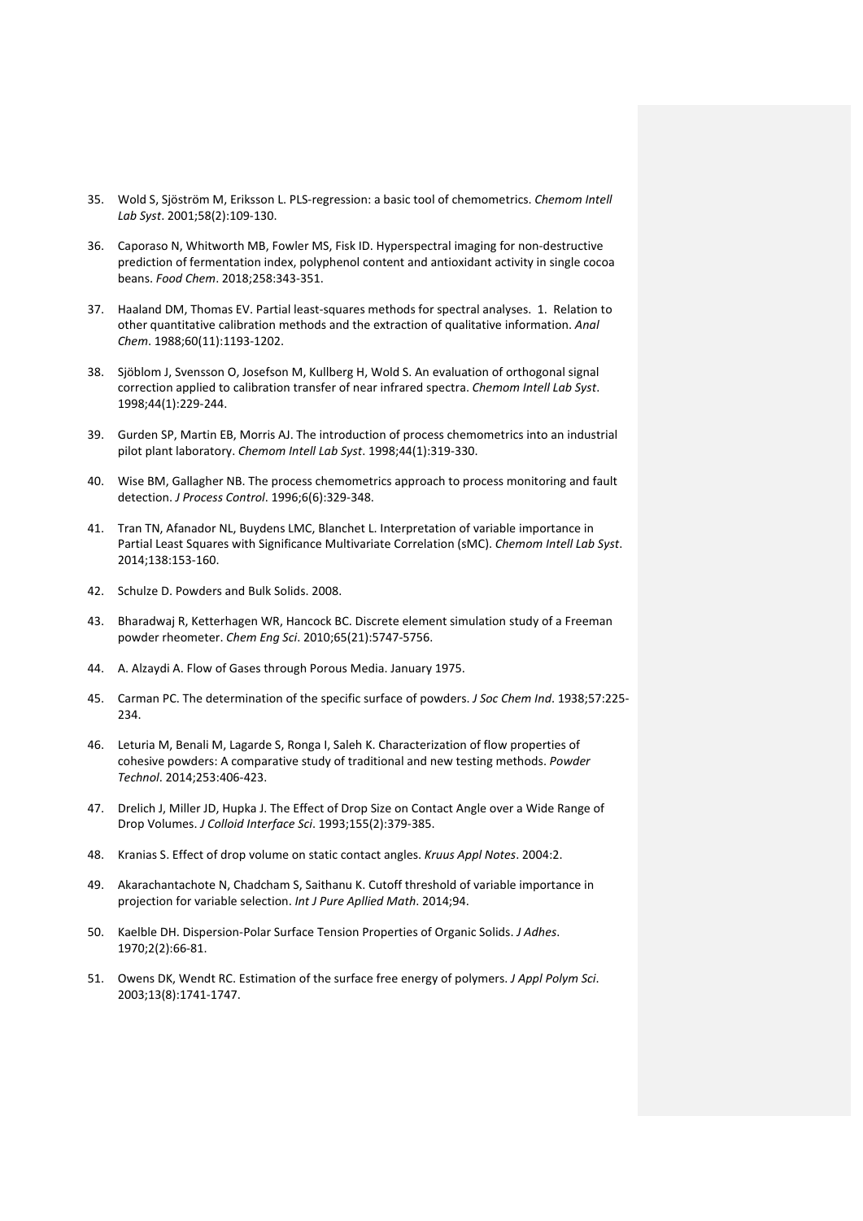35. Wold S, Sjöström M, Eriksson L. PLS-regression: a basic tool of chemometrics. *Chemom Intell Lab Syst*. 2001;58(2):109-130.

36. Caporaso N, Whitworth MB, Fowler MS, Fisk ID. Hyperspectral imaging for non-destructive prediction of fermentation index, polyphenol content and antioxidant activity in single cocoa beans. *Food Chem*. 2018;258:343-351.

37. Haaland DM, Thomas EV. Partial least-squares methods for spectral analyses. 1. Relation to other quantitative calibration methods and the extraction of qualitative information. *Anal Chem*. 1988;60(11):1193-1202.

38. Sjöblom J, Svensson O, Josefson M, Kullberg H, Wold S. An evaluation of orthogonal signal correction applied to calibration transfer of near infrared spectra. *Chemom Intell Lab Syst*. 1998;44(1):229-244.

39. Gurden SP, Martin EB, Morris AJ. The introduction of process chemometrics into an industrial pilot plant laboratory. *Chemom Intell Lab Syst*. 1998;44(1):319-330.

40. Wise BM, Gallagher NB. The process chemometrics approach to process monitoring and fault detection. *J Process Control*. 1996;6(6):329-348.

41. Tran TN, Afanador NL, Buydens LMC, Blanchet L. Interpretation of variable importance in Partial Least Squares with Significance Multivariate Correlation (sMC). *Chemom Intell Lab Syst*. 2014;138:153-160.

42. Schulze D. Powders and Bulk Solids. 2008.

43. Bharadwaj R, Ketterhagen WR, Hancock BC. Discrete element simulation study of a Freeman powder rheometer. *Chem Eng Sci*. 2010;65(21):5747-5756.

44. A. Alzaydi A. Flow of Gases through Porous Media. January 1975.

45. Carman PC. The determination of the specific surface of powders. *J Soc Chem Ind*. 1938;57:225-234.

46. Leturia M, Benali M, Lagarde S, Ronga I, Saleh K. Characterization of flow properties of cohesive powders: A comparative study of traditional and new testing methods. *Powder Technol*. 2014;253:406-423.

47. Drelich J, Miller JD, Hupka J. The Effect of Drop Size on Contact Angle over a Wide Range of Drop Volumes. *J Colloid Interface Sci*. 1993;155(2):379-385.

48. Kranias S. Effect of drop volume on static contact angles. *Kruus Appl Notes*. 2004:2.

49. Akarachantachote N, Chadcham S, Saithanu K. Cutoff threshold of variable importance in projection for variable selection. *Int J Pure Apllied Math*. 2014;94.

50. Kaelble DH. Dispersion-Polar Surface Tension Properties of Organic Solids. *J Adhes*. 1970;2(2):66-81.

51. Owens DK, Wendt RC. Estimation of the surface free energy of polymers. *J Appl Polym Sci*. 2003;13(8):1741-1747.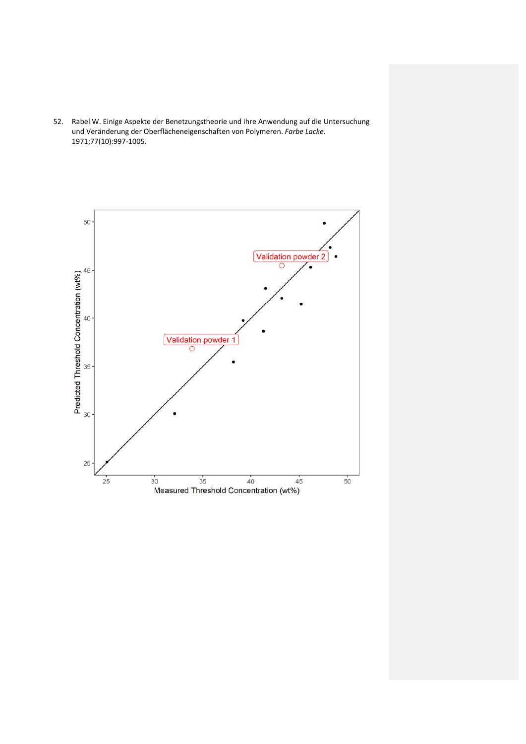52. Rabel W. Einige Aspekte der Benetzungstheorie und ihre Anwendung auf die Untersuchung und Veränderung der Oberflächeneigenschaften von Polymeren. *Farbe Lacke*. 1971;77(10):997-1005.

Predicted Threshold Concentration (wt%)

50
45
40
35
30
25

Validation powder 2

Validation powder 1

25 30 35 40 45 50

Measured Threshold Concentration (wt%)